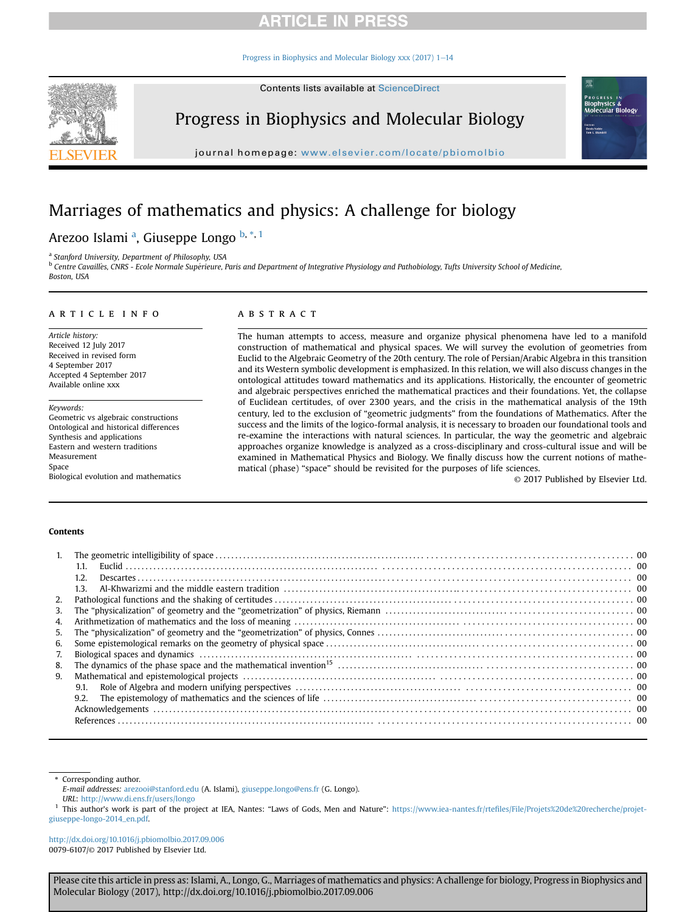# Marriages of mathematics and physics: A challenge for biology

Arezoo Islami [a], Giuseppe Longo [b, *, 1]

[a] Stanford University, Department of Philosophy, USA

[b] Centre Cavaillès, CNRS - Ecole Normale Supérieure, Paris and Department of Integrative Physiology and Pathobiology, Tufts University School of Medicine, Boston, USA

## ARTICLE INFO

*Article history:*
Received 12 July 2017
Received in revised form
4 September 2017
Accepted 4 September 2017
Available online xxx

*Keywords:*
Geometric vs algebraic constructions
Ontological and historical differences
Synthesis and applications
Eastern and western traditions
Measurement
Space
Biological evolution and mathematics

## ABSTRACT

The human attempts to access, measure and organize physical phenomena have led to a manifold construction of mathematical and physical spaces. We will survey the evolution of geometries from Euclid to the Algebraic Geometry of the 20th century. The role of Persian/Arabic Algebra in this transition and its Western symbolic development is emphasized. In this relation, we will also discuss changes in the ontological attitudes toward mathematics and its applications. Historically, the encounter of geometric and algebraic perspectives enriched the mathematical practices and their foundations. Yet, the collapse of Euclidean certitudes, of over 2300 years, and the crisis in the mathematical analysis of the 19th century, led to the exclusion of "geometric judgments" from the foundations of Mathematics. After the success and the limits of the logico-formal analysis, it is necessary to broaden our foundational tools and re-examine the interactions with natural sciences. In particular, the way the geometric and algebraic approaches organize knowledge is analyzed as a cross-disciplinary and cross-cultural issue and will be examined in Mathematical Physics and Biology. We finally discuss how the current notions of mathematical (phase) "space" should be revisited for the purposes of life sciences.

© 2017 Published by Elsevier Ltd.

## Contents

1. The geometric intelligibility of space ... 00
   1.1. Euclid ... 00
   1.2. Descartes ... 00
   1.3. Al-Khwarizmi and the middle eastern tradition ... 00
2. Pathological functions and the shaking of certitudes ... 00
3. The "physicalization" of geometry and the "geometrization" of physics, Riemann ... 00
4. Arithmetization of mathematics and the loss of meaning ... 00
5. The "physicalization" of geometry and the "geometrization" of physics, Connes ... 00
6. Some epistemological remarks on the geometry of physical space ... 00
7. Biological spaces and dynamics ... 00
8. The dynamics of the phase space and the mathematical invention[15] ... 00
9. Mathematical and epistemological projects ... 00
   9.1. Role of Algebra and modern unifying perspectives ... 00
   9.2. The epistemology of mathematics and the sciences of life ... 00

Acknowledgements ... 00
References ... 00

---

\* Corresponding author.
*E-mail addresses:* arezooi@stanford.edu (A. Islami), giuseppe.longo@ens.fr (G. Longo).
*URL:* http://www.di.ens.fr/users/longo

[1] This author's work is part of the project at IEA, Nantes: "Laws of Gods, Men and Nature": https://www.iea-nantes.fr/rtefiles/File/Projets%20de%20recherche/projet-giuseppe-longo-2014_en.pdf.

http://dx.doi.org/10.1016/j.pbiomolbio.2017.09.006
0079-6107/© 2017 Published by Elsevier Ltd.

Please cite this article in press as: Islami, A., Longo, G., Marriages of mathematics and physics: A challenge for biology, Progress in Biophysics and Molecular Biology (2017), http://dx.doi.org/10.1016/j.pbiomolbio.2017.09.006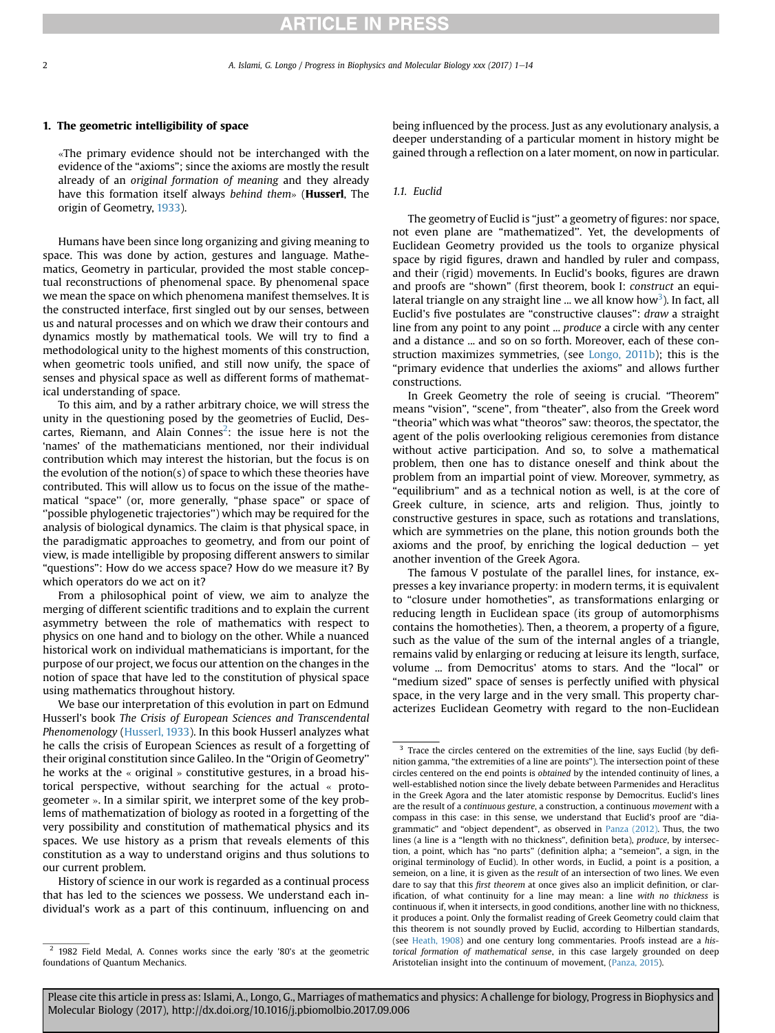## 1. The geometric intelligibility of space

«The primary evidence should not be interchanged with the evidence of the "axioms"; since the axioms are mostly the result already of an *original formation of meaning* and they already have this formation itself always *behind them*» (**Husserl**, The origin of Geometry, 1933).

Humans have been since long organizing and giving meaning to space. This was done by action, gestures and language. Mathematics, Geometry in particular, provided the most stable conceptual reconstructions of phenomenal space. By phenomenal space we mean the space on which phenomena manifest themselves. It is the constructed interface, first singled out by our senses, between us and natural processes and on which we draw their contours and dynamics mostly by mathematical tools. We will try to find a methodological unity to the highest moments of this construction, when geometric tools unified, and still now unify, the space of senses and physical space as well as different forms of mathematical understanding of space.

To this aim, and by a rather arbitrary choice, we will stress the unity in the questioning posed by the geometries of Euclid, Descartes, Riemann, and Alain Connes[2]: the issue here is not the 'names' of the mathematicians mentioned, nor their individual contribution which may interest the historian, but the focus is on the evolution of the notion(s) of space to which these theories have contributed. This will allow us to focus on the issue of the mathematical "space" (or, more generally, "phase space" or space of "possible phylogenetic trajectories") which may be required for the analysis of biological dynamics. The claim is that physical space, in the paradigmatic approaches to geometry, and from our point of view, is made intelligible by proposing different answers to similar "questions": How do we access space? How do we measure it? By which operators do we act on it?

From a philosophical point of view, we aim to analyze the merging of different scientific traditions and to explain the current asymmetry between the role of mathematics with respect to physics on one hand and to biology on the other. While a nuanced historical work on individual mathematicians is important, for the purpose of our project, we focus our attention on the changes in the notion of space that have led to the constitution of physical space using mathematics throughout history.

We base our interpretation of this evolution in part on Edmund Husserl's book *The Crisis of European Sciences and Transcendental Phenomenology* (Husserl, 1933). In this book Husserl analyzes what he calls the crisis of European Sciences as result of a forgetting of their original constitution since Galileo. In the "Origin of Geometry" he works at the « original » constitutive gestures, in a broad historical perspective, without searching for the actual « protogeometer ». In a similar spirit, we interpret some of the key problems of mathematization of biology as rooted in a forgetting of the very possibility and constitution of mathematical physics and its spaces. We use history as a prism that reveals elements of this constitution as a way to understand origins and thus solutions to our current problem.

History of science in our work is regarded as a continual process that has led to the sciences we possess. We understand each individual's work as a part of this continuum, influencing on and being influenced by the process. Just as any evolutionary analysis, a deeper understanding of a particular moment in history might be gained through a reflection on a later moment, on now in particular.

### 1.1. Euclid

The geometry of Euclid is "just" a geometry of figures: nor space, not even plane are "mathematized". Yet, the developments of Euclidean Geometry provided us the tools to organize physical space by rigid figures, drawn and handled by ruler and compass, and their (rigid) movements. In Euclid's books, figures are drawn and proofs are "shown" (first theorem, book I: *construct* an equilateral triangle on any straight line ... we all know how[3]). In fact, all Euclid's five postulates are "constructive clauses": *draw* a straight line from any point to any point ... *produce* a circle with any center and a distance ... and so on so forth. Moreover, each of these construction maximizes symmetries, (see Longo, 2011b); this is the "primary evidence that underlies the axioms" and allows further constructions.

In Greek Geometry the role of seeing is crucial. "Theorem" means "vision", "scene", from "theater", also from the Greek word "theoria" which was what "theoros" saw: theoros, the spectator, the agent of the polis overlooking religious ceremonies from distance without active participation. And so, to solve a mathematical problem, then one has to distance oneself and think about the problem from an impartial point of view. Moreover, symmetry, as "equilibrium" and as a technical notion as well, is at the core of Greek culture, in science, arts and religion. Thus, jointly to constructive gestures in space, such as rotations and translations, which are symmetries on the plane, this notion grounds both the axioms and the proof, by enriching the logical deduction – yet another invention of the Greek Agora.

The famous V postulate of the parallel lines, for instance, expresses a key invariance property: in modern terms, it is equivalent to "closure under homotheties", as transformations enlarging or reducing length in Euclidean space (its group of automorphisms contains the homotheties). Then, a theorem, a property of a figure, such as the value of the sum of the internal angles of a triangle, remains valid by enlarging or reducing at leisure its length, surface, volume ... from Democritus' atoms to stars. And the "local" or "medium sized" space of senses is perfectly unified with physical space, in the very large and in the very small. This property characterizes Euclidean Geometry with regard to the non-Euclidean

---

[2] 1982 Field Medal, A. Connes works since the early '80's at the geometric foundations of Quantum Mechanics.

[3] Trace the circles centered on the extremities of the line, says Euclid (by definition gamma, "the extremities of a line are points"). The intersection point of these circles centered on the end points is *obtained* by the intended continuity of lines, a well-established notion since the lively debate between Parmenides and Heraclitus in the Greek Agora and the later atomistic response by Democritus. Euclid's lines are the result of a *continuous gesture*, a construction, a continuous *movement* with a compass in this case: in this sense, we understand that Euclid's proof are "diagrammatic" and "object dependent", as observed in Panza (2012). Thus, the two lines (a line is a "length with no thickness", definition beta), *produce*, by intersection, a point, which has "no parts" (definition alpha; a "semeion", a sign, in the original terminology of Euclid). In other words, in Euclid, a point is a position, a semeion, on a line, it is given as the *result* of an intersection of two lines. We even dare to say that this *first theorem* at once gives also an implicit definition, or clarification, of what continuity for a line may mean: a line *with no thickness* is continuous if, when it intersects, in good conditions, another line with no thickness, it produces a point. Only the formalist reading of Greek Geometry could claim that this theorem is not soundly proved by Euclid, according to Hilbertian standards, (see Heath, 1908) and one century long commentaries. Proofs instead are a *historical formation of mathematical sense*, in this case largely grounded on deep Aristotelian insight into the continuum of movement, (Panza, 2015).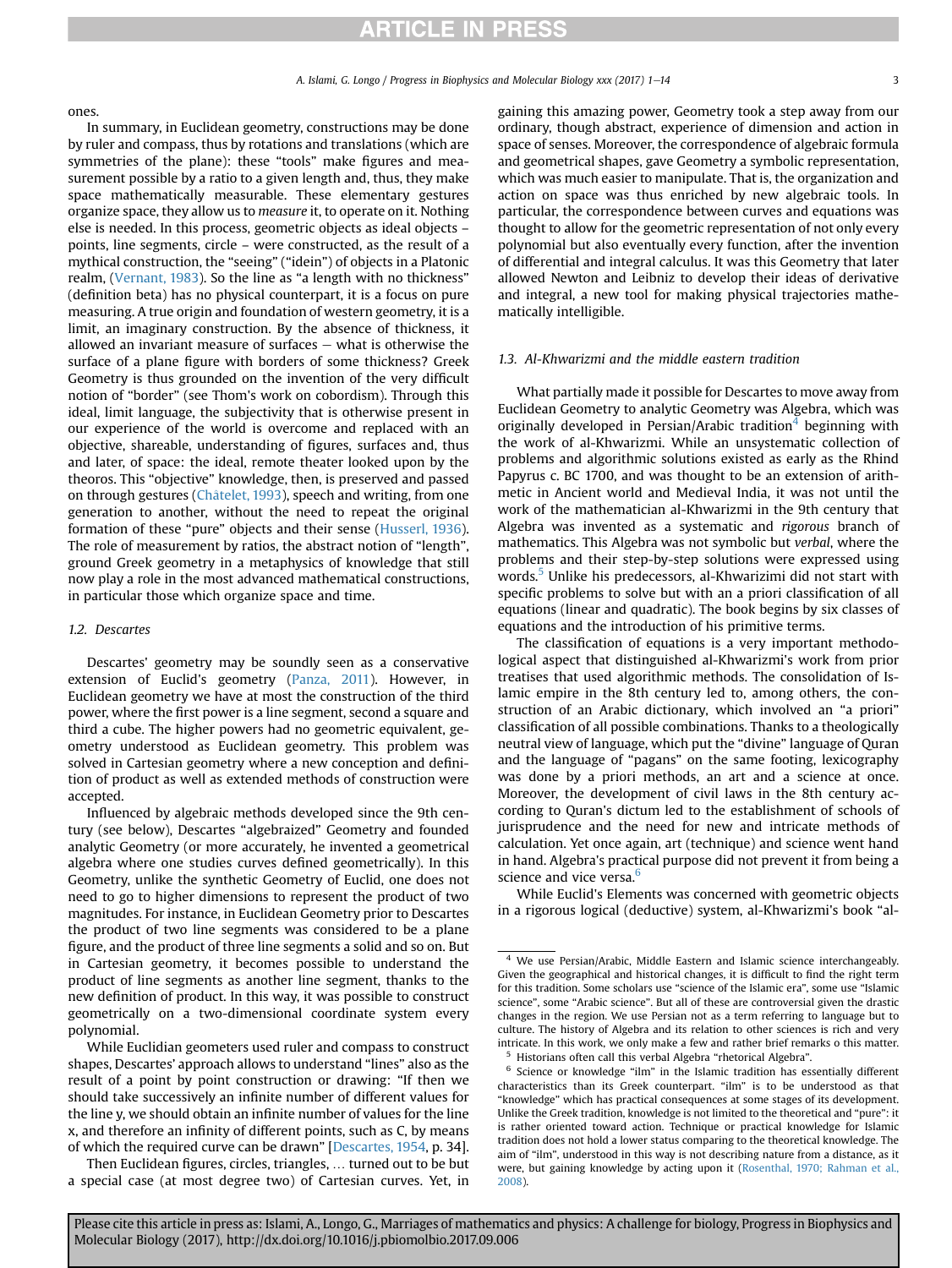ones.

In summary, in Euclidean geometry, constructions may be done by ruler and compass, thus by rotations and translations (which are symmetries of the plane): these "tools" make figures and measurement possible by a ratio to a given length and, thus, they make space mathematically measurable. These elementary gestures organize space, they allow us to *measure* it, to operate on it. Nothing else is needed. In this process, geometric objects as ideal objects – points, line segments, circle – were constructed, as the result of a mythical construction, the "seeing" ("idein") of objects in a Platonic realm, (Vernant, 1983). So the line as "a length with no thickness" (definition beta) has no physical counterpart, it is a focus on pure measuring. A true origin and foundation of western geometry, it is a limit, an imaginary construction. By the absence of thickness, it allowed an invariant measure of surfaces — what is otherwise the surface of a plane figure with borders of some thickness? Greek Geometry is thus grounded on the invention of the very difficult notion of "border" (see Thom's work on cobordism). Through this ideal, limit language, the subjectivity that is otherwise present in our experience of the world is overcome and replaced with an objective, shareable, understanding of figures, surfaces and, thus and later, of space: the ideal, remote theater looked upon by the theoros. This "objective" knowledge, then, is preserved and passed on through gestures (Châtelet, 1993), speech and writing, from one generation to another, without the need to repeat the original formation of these "pure" objects and their sense (Husserl, 1936). The role of measurement by ratios, the abstract notion of "length", ground Greek geometry in a metaphysics of knowledge that still now play a role in the most advanced mathematical constructions, in particular those which organize space and time.

### 1.2. Descartes

Descartes' geometry may be soundly seen as a conservative extension of Euclid's geometry (Panza, 2011). However, in Euclidean geometry we have at most the construction of the third power, where the first power is a line segment, second a square and third a cube. The higher powers had no geometric equivalent, geometry understood as Euclidean geometry. This problem was solved in Cartesian geometry where a new conception and definition of product as well as extended methods of construction were accepted.

Influenced by algebraic methods developed since the 9th century (see below), Descartes "algebraized" Geometry and founded analytic Geometry (or more accurately, he invented a geometrical algebra where one studies curves defined geometrically). In this Geometry, unlike the synthetic Geometry of Euclid, one does not need to go to higher dimensions to represent the product of two magnitudes. For instance, in Euclidean Geometry prior to Descartes the product of two line segments was considered to be a plane figure, and the product of three line segments a solid and so on. But in Cartesian geometry, it becomes possible to understand the product of line segments as another line segment, thanks to the new definition of product. In this way, it was possible to construct geometrically on a two-dimensional coordinate system every polynomial.

While Euclidian geometers used ruler and compass to construct shapes, Descartes' approach allows to understand "lines" also as the result of a point by point construction or drawing: "If then we should take successively an infinite number of different values for the line y, we should obtain an infinite number of values for the line x, and therefore an infinity of different points, such as C, by means of which the required curve can be drawn" [Descartes, 1954, p. 34].

Then Euclidean figures, circles, triangles, … turned out to be but a special case (at most degree two) of Cartesian curves. Yet, in gaining this amazing power, Geometry took a step away from our ordinary, though abstract, experience of dimension and action in space of senses. Moreover, the correspondence of algebraic formula and geometrical shapes, gave Geometry a symbolic representation, which was much easier to manipulate. That is, the organization and action on space was thus enriched by new algebraic tools. In particular, the correspondence between curves and equations was thought to allow for the geometric representation of not only every polynomial but also eventually every function, after the invention of differential and integral calculus. It was this Geometry that later allowed Newton and Leibniz to develop their ideas of derivative and integral, a new tool for making physical trajectories mathematically intelligible.

### 1.3. Al-Khwarizmi and the middle eastern tradition

What partially made it possible for Descartes to move away from Euclidean Geometry to analytic Geometry was Algebra, which was originally developed in Persian/Arabic tradition[4] beginning with the work of al-Khwarizmi. While an unsystematic collection of problems and algorithmic solutions existed as early as the Rhind Papyrus c. BC 1700, and was thought to be an extension of arithmetic in Ancient world and Medieval India, it was not until the work of the mathematician al-Khwarizmi in the 9th century that Algebra was invented as a systematic and *rigorous* branch of mathematics. This Algebra was not symbolic but *verbal*, where the problems and their step-by-step solutions were expressed using words.[5] Unlike his predecessors, al-Khwarizimi did not start with specific problems to solve but with an a priori classification of all equations (linear and quadratic). The book begins by six classes of equations and the introduction of his primitive terms.

The classification of equations is a very important methodological aspect that distinguished al-Khwarizmi's work from prior treatises that used algorithmic methods. The consolidation of Islamic empire in the 8th century led to, among others, the construction of an Arabic dictionary, which involved an "a priori" classification of all possible combinations. Thanks to a theologically neutral view of language, which put the "divine" language of Quran and the language of "pagans" on the same footing, lexicography was done by a priori methods, an art and a science at once. Moreover, the development of civil laws in the 8th century according to Quran's dictum led to the establishment of schools of jurisprudence and the need for new and intricate methods of calculation. Yet once again, art (technique) and science went hand in hand. Algebra's practical purpose did not prevent it from being a science and vice versa.[6]

While Euclid's Elements was concerned with geometric objects in a rigorous logical (deductive) system, al-Khwarizmi's book "al-

---

[4] We use Persian/Arabic, Middle Eastern and Islamic science interchangeably. Given the geographical and historical changes, it is difficult to find the right term for this tradition. Some scholars use "science of the Islamic era", some use "Islamic science", some "Arabic science". But all of these are controversial given the drastic changes in the region. We use Persian not as a term referring to language but to culture. The history of Algebra and its relation to other sciences is rich and very intricate. In this work, we only make a few and rather brief remarks o this matter.

[5] Historians often call this verbal Algebra "rhetorical Algebra".

[6] Science or knowledge "ilm" in the Islamic tradition has essentially different characteristics than its Greek counterpart. "ilm" is to be understood as that "knowledge" which has practical consequences at some stages of its development. Unlike the Greek tradition, knowledge is not limited to the theoretical and "pure": it is rather oriented toward action. Technique or practical knowledge for Islamic tradition does not hold a lower status comparing to the theoretical knowledge. The aim of "ilm", understood in this way is not describing nature from a distance, as it were, but gaining knowledge by acting upon it (Rosenthal, 1970; Rahman et al., 2008).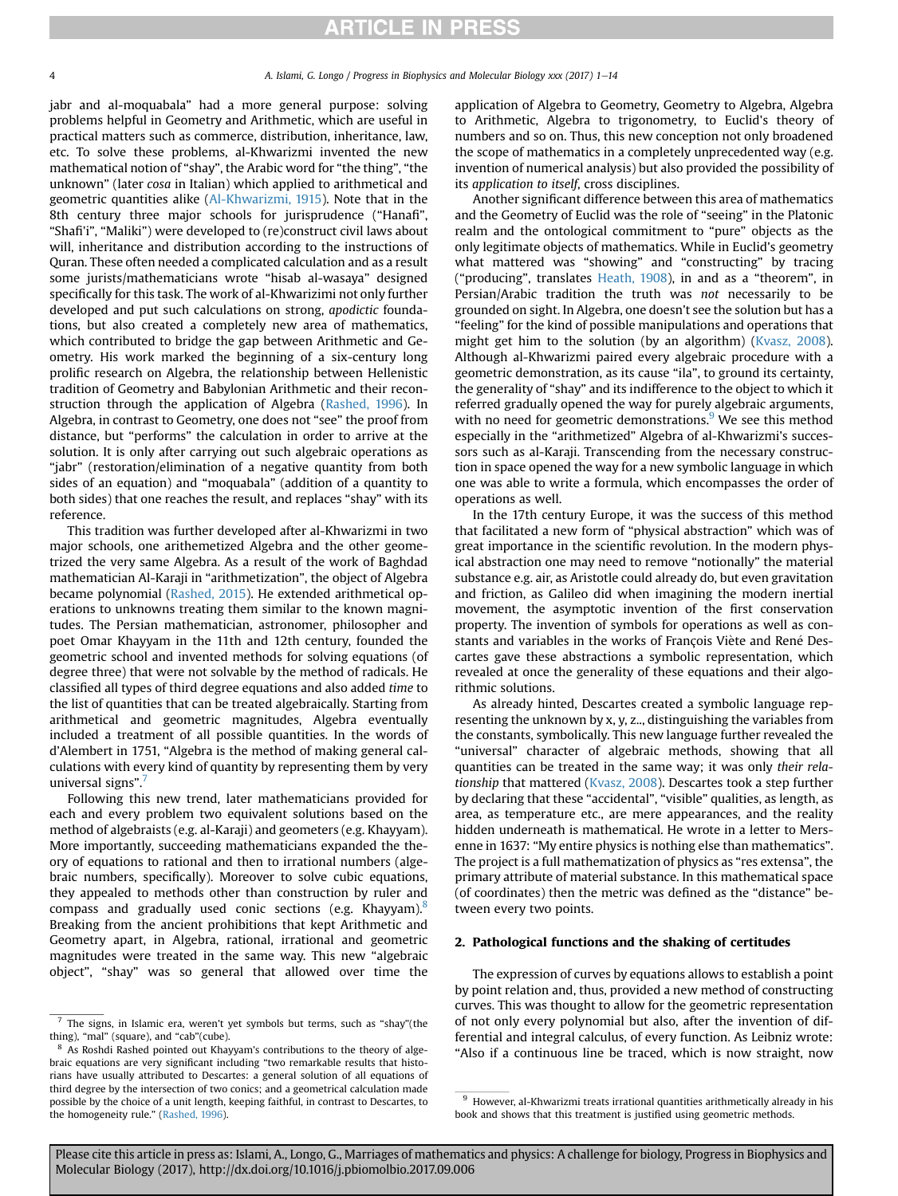jabr and al-moqabala" had a more general purpose: solving problems helpful in Geometry and Arithmetic, which are useful in practical matters such as commerce, distribution, inheritance, law, etc. To solve these problems, al-Khwarizmi invented the new mathematical notion of "shay", the Arabic word for "the thing", "the unknown" (later *cosa* in Italian) which applied to arithmetical and geometric quantities alike (Al-Khwarizmi, 1915). Note that in the 8th century three major schools for jurisprudence ("Hanafi", "Shafi'i", "Maliki") were developed to (re)construct civil laws about will, inheritance and distribution according to the instructions of Quran. These often needed a complicated calculation and as a result some jurists/mathematicians wrote "hisab al-wasaya" designed specifically for this task. The work of al-Khwarizmi not only further developed and put such calculations on strong, *apodictic* foundations, but also created a completely new area of mathematics, which contributed to bridge the gap between Arithmetic and Geometry. His work marked the beginning of a six-century long prolific research on Algebra, the relationship between Hellenistic tradition of Geometry and Babylonian Arithmetic and their reconstruction through the application of Algebra (Rashed, 1996). In Algebra, in contrast to Geometry, one does not "see" the proof from distance, but "performs" the calculation in order to arrive at the solution. It is only after carrying out such algebraic operations as "jabr" (restoration/elimination of a negative quantity from both sides of an equation) and "moqabala" (addition of a quantity to both sides) that one reaches the result, and replaces "shay" with its reference.

This tradition was further developed after al-Khwarizmi in two major schools, one arithemetized Algebra and the other geometrized the very same Algebra. As a result of the work of Baghdad mathematician Al-Karaji in "arithmetization", the object of Algebra became polynomial (Rashed, 2015). He extended arithmetical operations to unknowns treating them similar to the known magnitudes. The Persian mathematician, astronomer, philosopher and poet Omar Khayyam in the 11th and 12th century, founded the geometric school and invented methods for solving equations (of degree three) that were not solvable by the method of radicals. He classified all types of third degree equations and also added *time* to the list of quantities that can be treated algebraically. Starting from arithmetical and geometric magnitudes, Algebra eventually included a treatment of all possible quantities. In the words of d'Alembert in 1751, "Algebra is the method of making general calculations with every kind of quantity by representing them by very universal signs".[7]

Following this new trend, later mathematicians provided for each and every problem two equivalent solutions based on the method of algebraists (e.g. al-Karaji) and geometers (e.g. Khayyam). More importantly, succeeding mathematicians expanded the theory of equations to rational and then to irrational numbers (algebraic numbers, specifically). Moreover to solve cubic equations, they appealed to methods other than construction by ruler and compass and gradually used conic sections (e.g. Khayyam).[8] Breaking from the ancient prohibitions that kept Arithmetic and Geometry apart, in Algebra, rational, irrational and geometric magnitudes were treated in the same way. This new "algebraic object", "shay" was so general that allowed over time the application of Algebra to Geometry, Geometry to Algebra, Algebra to Arithmetic, Algebra to trigonometry, to Euclid's theory of numbers and so on. Thus, this new conception not only broadened the scope of mathematics in a completely unprecedented way (e.g. invention of numerical analysis) but also provided the possibility of its *application to itself*, cross disciplines.

Another significant difference between this area of mathematics and the Geometry of Euclid was the role of "seeing" in the Platonic realm and the ontological commitment to "pure" objects as the only legitimate objects of mathematics. While in Euclid's geometry what mattered was "showing" and "constructing" by tracing ("producing", translates Heath, 1908), in and as a "theorem", in Persian/Arabic tradition the truth was *not* necessarily to be grounded on sight. In Algebra, one doesn't see the solution but has a "feeling" for the kind of possible manipulations and operations that might get him to the solution (by an algorithm) (Kvasz, 2008). Although al-Khwarizmi paired every algebraic procedure with a geometric demonstration, as its cause "ila", to ground its certainty, the generality of "shay" and its indifference to the object to which it referred gradually opened the way for purely algebraic arguments, with no need for geometric demonstrations.[9] We see this method especially in the "arithmetized" Algebra of al-Khwarizmi's successors such as al-Karaji. Transcending from the necessary construction in space opened the way for a new symbolic language in which one was able to write a formula, which encompasses the order of operations as well.

In the 17th century Europe, it was the success of this method that facilitated a new form of "physical abstraction" which was of great importance in the scientific revolution. In the modern physical abstraction one may need to remove "notionally" the material substance e.g. air, as Aristotle could already do, but even gravitation and friction, as Galileo did when imagining the modern inertial movement, the asymptotic invention of the first conservation property. The invention of symbols for operations as well as constants and variables in the works of François Viète and René Descartes gave these abstractions a symbolic representation, which revealed at once the generality of these equations and their algorithmic solutions.

As already hinted, Descartes created a symbolic language representing the unknown by x, y, z.., distinguishing the variables from the constants, symbolically. This new language further revealed the "universal" character of algebraic methods, showing that all quantities can be treated in the same way; it was only *their relationship* that mattered (Kvasz, 2008). Descartes took a step further by declaring that these "accidental", "visible" qualities, as length, as area, as temperature etc., are mere appearances, and the reality hidden underneath is mathematical. He wrote in a letter to Mersenne in 1637: "My entire physics is nothing else than mathematics". The project is a full mathematization of physics as "res extensa", the primary attribute of material substance. In this mathematical space (of coordinates) then the metric was defined as the "distance" between every two points.

## 2. Pathological functions and the shaking of certitudes

The expression of curves by equations allows to establish a point by point relation and, thus, provided a new method of constructing curves. This was thought to allow for the geometric representation of not only every polynomial but also, after the invention of differential and integral calculus, of every function. As Leibniz wrote: "Also if a continuous line be traced, which is now straight, now

---

[7] The signs, in Islamic era, weren't yet symbols but terms, such as "shay"(the thing), "mal" (square), and "cab"(cube).

[8] As Roshdi Rashed pointed out Khayyam's contributions to the theory of algebraic equations are very significant including "two remarkable results that historians have usually attributed to Descartes: a general solution of all equations of third degree by the intersection of two conics; and a geometrical calculation made possible by the choice of a unit length, keeping faithful, in contrast to Descartes, to the homogeneity rule." (Rashed, 1996).

[9] However, al-Khwarizmi treats irrational quantities arithmetically already in his book and shows that this treatment is justified using geometric methods.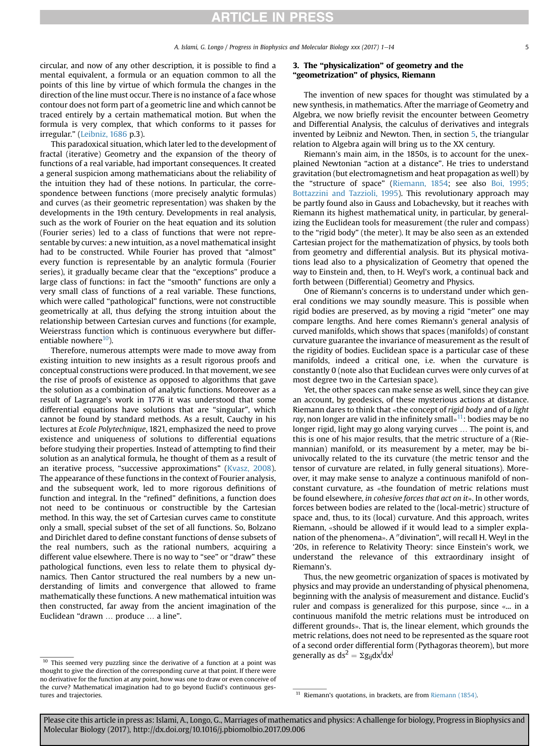circular, and now of any other description, it is possible to find a mental equivalent, a formula or an equation common to all the points of this line by virtue of which formula the changes in the direction of the line must occur. There is no instance of a face whose contour does not form part of a geometric line and which cannot be traced entirely by a certain mathematical motion. But when the formula is very complex, that which conforms to it passes for irregular." (Leibniz, 1686 p.3).

This paradoxical situation, which later led to the development of fractal (iterative) Geometry and the expansion of the theory of functions of a real variable, had important consequences. It created a general suspicion among mathematicians about the reliability of the intuition they had of these notions. In particular, the correspondence between functions (more precisely analytic formulas) and curves (as their geometric representation) was shaken by the developments in the 19th century. Developments in real analysis, such as the work of Fourier on the heat equation and its solution (Fourier series) led to a class of functions that were not representable by curves: a new intuition, as a novel mathematical insight had to be constructed. While Fourier has proved that "almost" every function is representable by an analytic formula (Fourier series), it gradually became clear that the "exceptions" produce a large class of functions: in fact the "smooth" functions are only a very small class of functions of a real variable. These functions, which were called "pathological" functions, were not constructible geometrically at all, thus defying the strong intuition about the relationship between Cartesian curves and functions (for example, Weierstrass function which is continuous everywhere but differentiable nowhere[10]).

Therefore, numerous attempts were made to move away from existing intuition to new insights as a result rigorous proofs and conceptual constructions were produced. In that movement, we see the rise of proofs of existence as opposed to algorithms that gave the solution as a combination of analytic functions. Moreover as a result of Lagrange's work in 1776 it was understood that some differential equations have solutions that are "singular", which cannot be found by standard methods. As a result, Cauchy in his lectures at *Ecole Polytechnique*, 1821, emphasized the need to prove existence and uniqueness of solutions to differential equations before studying their properties. Instead of attempting to find their solution as an analytical formula, he thought of them as a result of an iterative process, "successive approximations" (Kvasz, 2008). The appearance of these functions in the context of Fourier analysis, and the subsequent work, led to more rigorous definitions of function and integral. In the "refined" definitions, a function does not need to be continuous or constructible by the Cartesian method. In this way, the set of Cartesian curves came to constitute only a small, special subset of the set of all functions. So, Bolzano and Dirichlet dared to define constant functions of dense subsets of the real numbers, such as the rational numbers, acquiring a different value elsewhere. There is no way to "see" or "draw" these pathological functions, even less to relate them to physical dynamics. Then Cantor structured the real numbers by a new understanding of limits and convergence that allowed to frame mathematically these functions. A new mathematical intuition was then constructed, far away from the ancient imagination of the Euclidean "drawn … produce … a line".

## 3. The "physicalization" of geometry and the "geometrization" of physics, Riemann

The invention of new spaces for thought was stimulated by a new synthesis, in mathematics. After the marriage of Geometry and Algebra, we now briefly revisit the encounter between Geometry and Differential Analysis, the calculus of derivatives and integrals invented by Leibniz and Newton. Then, in section 5, the triangular relation to Algebra again will bring us to the XX century.

Riemann's main aim, in the 1850s, is to account for the unexplained Newtonian "action at a distance". He tries to understand gravitation (but electromagnetism and heat propagation as well) by the "structure of space" (Riemann, 1854; see also Boi, 1995; Bottazzini and Tazzioli, 1995). This revolutionary approach may be partly found also in Gauss and Lobachevsky, but it reaches with Riemann its highest mathematical unity, in particular, by generalizing the Euclidean tools for measurement (the ruler and compass) to the "rigid body" (the meter). It may be also seen as an extended Cartesian project for the mathematization of physics, by tools both from geometry and differential analysis. But its physical motivations lead also to a physicalization of Geometry that opened the way to Einstein and, then, to H. Weyl's work, a continual back and forth between (Differential) Geometry and Physics.

One of Riemann's concerns is to understand under which general conditions we may soundly measure. This is possible when rigid bodies are preserved, as by moving a rigid "meter" one may compare lengths. And here comes Riemann's general analysis of curved manifolds, which shows that spaces (manifolds) of constant curvature guarantee the invariance of measurement as the result of the rigidity of bodies. Euclidean space is a particular case of these manifolds, indeed a critical one, i.e. when the curvature is constantly 0 (note also that Euclidean curves were only curves of at most degree two in the Cartesian space).

Yet, the other spaces can make sense as well, since they can give an account, by geodesics, of these mysterious actions at distance. Riemann dares to think that «the concept of *rigid body* and of *a light ray*, non longer are valid in the infinitely small»[11]: bodies may be no longer rigid, light may go along varying curves … The point is, and this is one of his major results, that the metric structure of a (Riemannian) manifold, or its measurement by a meter, may be biunivocally related to the its curvature (the metric tensor and the tensor of curvature are related, in fully general situations). Moreover, it may make sense to analyze a continuous manifold of nonconstant curvature, as «the foundation of metric relations must be found elsewhere, *in cohesive forces that act on it*». In other words, forces between bodies are related to the (local-metric) structure of space and, thus, to its (local) curvature. And this approach, writes Riemann, «should be allowed if it would lead to a simpler explanation of the phenomena». A ″divination", will recall H. Weyl in the '20s, in reference to Relativity Theory: since Einstein's work, we understand the relevance of this extraordinary insight of Riemann's.

Thus, the new geometric organization of spaces is motivated by physics and may provide an understanding of physical phenomena, beginning with the analysis of measurement and distance. Euclid's ruler and compass is generalized for this purpose, since «... in a continuous manifold the metric relations must be introduced on different grounds». That is, the linear element, which grounds the metric relations, does not need to be represented as the square root of a second order differential form (Pythagoras theorem), but more generally as $ds^2 = \Sigma g_{ij}dx^i dx^j$

---

[10] This seemed very puzzling since the derivative of a function at a point was thought to give the direction of the corresponding curve at that point. If there were no derivative for the function at any point, how was one to draw or even conceive of the curve? Mathematical imagination had to go beyond Euclid's continuous gestures and trajectories.

[11] Riemann's quotations, in brackets, are from Riemann (1854).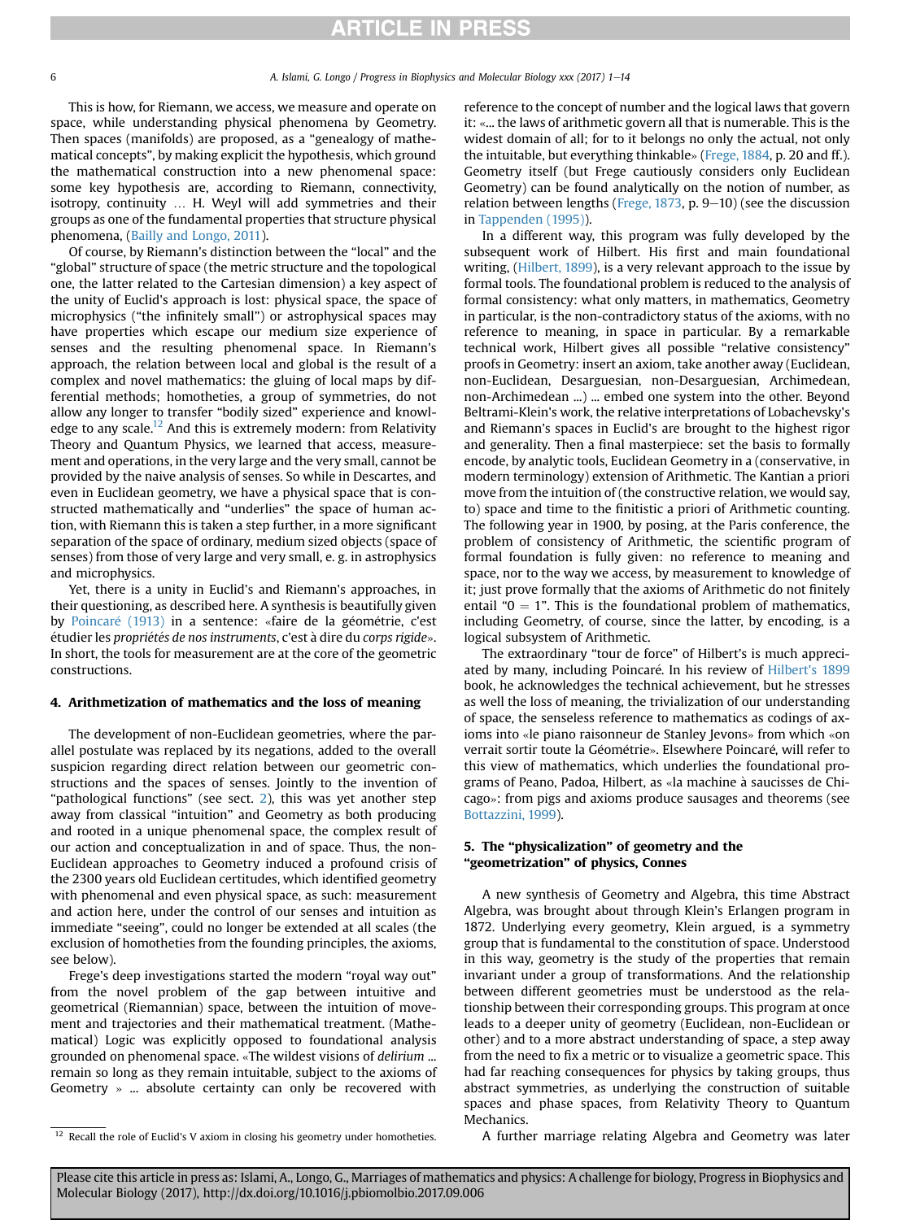This is how, for Riemann, we access, we measure and operate on space, while understanding physical phenomena by Geometry. Then spaces (manifolds) are proposed, as a "genealogy of mathematical concepts", by making explicit the hypothesis, which ground the mathematical construction into a new phenomenal space: some key hypothesis are, according to Riemann, connectivity, isotropy, continuity … H. Weyl will add symmetries and their groups as one of the fundamental properties that structure physical phenomena, (Bailly and Longo, 2011).

Of course, by Riemann's distinction between the "local" and the "global" structure of space (the metric structure and the topological one, the latter related to the Cartesian dimension) a key aspect of the unity of Euclid's approach is lost: physical space, the space of microphysics ("the infinitely small") or astrophysical spaces may have properties which escape our medium size experience of senses and the resulting phenomenal space. In Riemann's approach, the relation between local and global is the result of a complex and novel mathematics: the gluing of local maps by differential methods; homotheties, a group of symmetries, do not allow any longer to transfer "bodily sized" experience and knowledge to any scale.[12] And this is extremely modern: from Relativity Theory and Quantum Physics, we learned that access, measurement and operations, in the very large and the very small, cannot be provided by the naive analysis of senses. So while in Descartes, and even in Euclidean geometry, we have a physical space that is constructed mathematically and "underlies" the space of human action, with Riemann this is taken a step further, in a more significant separation of the space of ordinary, medium sized objects (space of senses) from those of very large and very small, e. g. in astrophysics and microphysics.

Yet, there is a unity in Euclid's and Riemann's approaches, in their questioning, as described here. A synthesis is beautifully given by Poincaré (1913) in a sentence: «faire de la géométrie, c'est étudier les *propriétés de nos instruments*, c'est à dire du *corps rigide*». In short, the tools for measurement are at the core of the geometric constructions.

## 4. Arithmetization of mathematics and the loss of meaning

The development of non-Euclidean geometries, where the parallel postulate was replaced by its negations, added to the overall suspicion regarding direct relation between our geometric constructions and the spaces of senses. Jointly to the invention of "pathological functions" (see sect. 2), this was yet another step away from classical "intuition" and Geometry as both producing and rooted in a unique phenomenal space, the complex result of our action and conceptualization in and of space. Thus, the non-Euclidean approaches to Geometry induced a profound crisis of the 2300 years old Euclidean certitudes, which identified geometry with phenomenal and even physical space, as such: measurement and action here, under the control of our senses and intuition as immediate "seeing", could no longer be extended at all scales (the exclusion of homotheties from the founding principles, the axioms, see below).

Frege's deep investigations started the modern "royal way out" from the novel problem of the gap between intuitive and geometrical (Riemannian) space, between the intuition of movement and trajectories and their mathematical treatment. (Mathematical) Logic was explicitly opposed to foundational analysis grounded on phenomenal space. «The wildest visions of *delirium* ... remain so long as they remain intuitable, subject to the axioms of Geometry » ... absolute certainty can only be recovered with reference to the concept of number and the logical laws that govern it: «... the laws of arithmetic govern all that is numerable. This is the widest domain of all; for to it belongs no only the actual, not only the intuitable, but everything thinkable» (Frege, 1884, p. 20 and ff.). Geometry itself (but Frege cautiously considers only Euclidean Geometry) can be found analytically on the notion of number, as relation between lengths (Frege, 1873, p. 9–10) (see the discussion in Tappenden (1995)).

In a different way, this program was fully developed by the subsequent work of Hilbert. His first and main foundational writing, (Hilbert, 1899), is a very relevant approach to the issue by formal tools. The foundational problem is reduced to the analysis of formal consistency: what only matters, in mathematics, Geometry in particular, is the non-contradictory status of the axioms, with no reference to meaning, in space in particular. By a remarkable technical work, Hilbert gives all possible "relative consistency" proofs in Geometry: insert an axiom, take another away (Euclidean, non-Euclidean, Desarguesian, non-Desarguesian, Archimedean, non-Archimedean ...) ... embed one system into the other. Beyond Beltrami-Klein's work, the relative interpretations of Lobachevsky's and Riemann's spaces in Euclid's are brought to the highest rigor and generality. Then a final masterpiece: set the basis to formally encode, by analytic tools, Euclidean Geometry in a (conservative, in modern terminology) extension of Arithmetic. The Kantian a priori move from the intuition of (the constructive relation, we would say, to) space and time to the finitistic a priori of Arithmetic counting. The following year in 1900, by posing, at the Paris conference, the problem of consistency of Arithmetic, the scientific program of formal foundation is fully given: no reference to meaning and space, nor to the way we access, by measurement to knowledge of it; just prove formally that the axioms of Arithmetic do not finitely entail "$0 = 1$". This is the foundational problem of mathematics, including Geometry, of course, since the latter, by encoding, is a logical subsystem of Arithmetic.

The extraordinary "tour de force" of Hilbert's is much appreciated by many, including Poincaré. In his review of Hilbert's 1899 book, he acknowledges the technical achievement, but he stresses as well the loss of meaning, the trivialization of our understanding of space, the senseless reference to mathematics as codings of axioms into «le piano raisonneur de Stanley Jevons» from which «on verrait sortir toute la Géométrie». Elsewhere Poincaré, will refer to this view of mathematics, which underlies the foundational programs of Peano, Padoa, Hilbert, as «la machine à saucisses de Chicago»: from pigs and axioms produce sausages and theorems (see Bottazzini, 1999).

## 5. The "physicalization" of geometry and the "geometrization" of physics, Connes

A new synthesis of Geometry and Algebra, this time Abstract Algebra, was brought about through Klein's Erlangen program in 1872. Underlying every geometry, Klein argued, is a symmetry group that is fundamental to the constitution of space. Understood in this way, geometry is the study of the properties that remain invariant under a group of transformations. And the relationship between different geometries must be understood as the relationship between their corresponding groups. This program at once leads to a deeper unity of geometry (Euclidean, non-Euclidean or other) and to a more abstract understanding of space, a step away from the need to fix a metric or to visualize a geometric space. This had far reaching consequences for physics by taking groups, thus abstract symmetries, as underlying the construction of suitable spaces and phase spaces, from Relativity Theory to Quantum Mechanics.

A further marriage relating Algebra and Geometry was later

[12] Recall the role of Euclid's V axiom in closing his geometry under homotheties.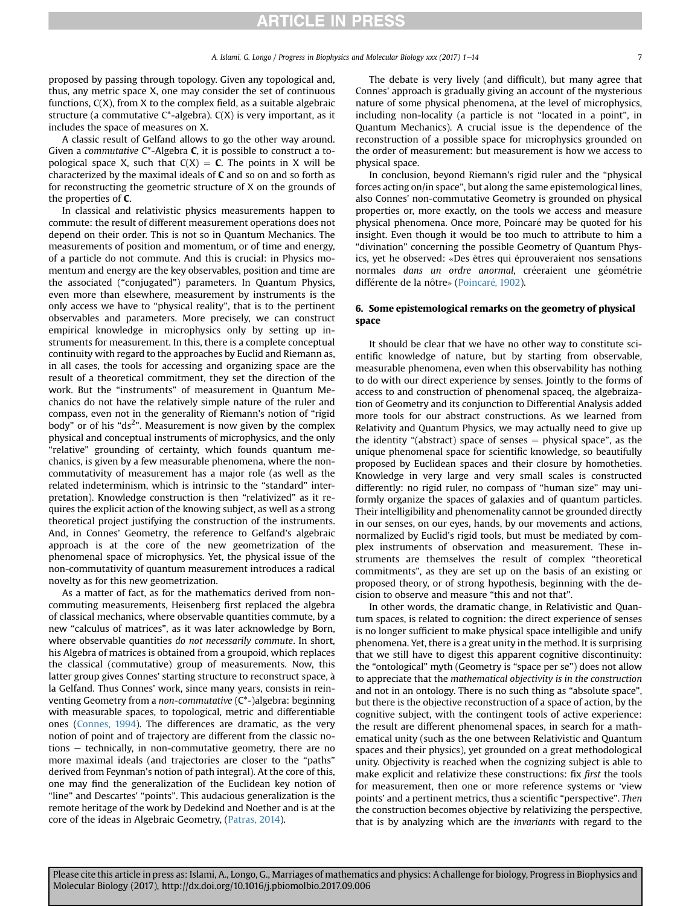proposed by passing through topology. Given any topological and, thus, any metric space X, one may consider the set of continuous functions, C(X), from X to the complex field, as a suitable algebraic structure (a commutative C*-algebra). C(X) is very important, as it includes the space of measures on X.

A classic result of Gelfand allows to go the other way around. Given a *commutative* C*-Algebra **C**, it is possible to construct a topological space X, such that C(X) = **C**. The points in X will be characterized by the maximal ideals of **C** and so on and so forth as for reconstructing the geometric structure of X on the grounds of the properties of **C**.

In classical and relativistic physics measurements happen to commute: the result of different measurement operations does not depend on their order. This is not so in Quantum Mechanics. The measurements of position and momentum, or of time and energy, of a particle do not commute. And this is crucial: in Physics momentum and energy are the key observables, position and time are the associated ("conjugated") parameters. In Quantum Physics, even more than elsewhere, measurement by instruments is the only access we have to "physical reality", that is to the pertinent observables and parameters. More precisely, we can construct empirical knowledge in microphysics only by setting up instruments for measurement. In this, there is a complete conceptual continuity with regard to the approaches by Euclid and Riemann as, in all cases, the tools for accessing and organizing space are the result of a theoretical commitment, they set the direction of the work. But the "instruments" of measurement in Quantum Mechanics do not have the relatively simple nature of the ruler and compass, even not in the generality of Riemann's notion of "rigid body" or of his "$ds^2$". Measurement is now given by the complex physical and conceptual instruments of microphysics, and the only "relative" grounding of certainty, which founds quantum mechanics, is given by a few measurable phenomena, where the non-commutativity of measurement has a major role (as well as the related indeterminism, which is intrinsic to the "standard" interpretation). Knowledge construction is then "relativized" as it requires the explicit action of the knowing subject, as well as a strong theoretical project justifying the construction of the instruments. And, in Connes' Geometry, the reference to Gelfand's algebraic approach is at the core of the new geometrization of the phenomenal space of microphysics. Yet, the physical issue of the non-commutativity of quantum measurement introduces a radical novelty as for this new geometrization.

As a matter of fact, as for the mathematics derived from non-commuting measurements, Heisenberg first replaced the algebra of classical mechanics, where observable quantities commute, by a new "calculus of matrices", as it was later acknowledge by Born, where observable quantities *do not necessarily commute*. In short, his Algebra of matrices is obtained from a groupoid, which replaces the classical (commutative) group of measurements. Now, this latter group gives Connes' starting structure to reconstruct space, à la Gelfand. Thus Connes' work, since many years, consists in reinventing Geometry from a *non-commutative* (C*-)algebra: beginning with measurable spaces, to topological, metric and differentiable ones (Connes, 1994). The differences are dramatic, as the very notion of point and of trajectory are different from the classic notions — technically, in non-commutative geometry, there are no more maximal ideals (and trajectories are closer to the "paths" derived from Feynman's notion of path integral). At the core of this, one may find the generalization of the Euclidean key notion of "line" and Descartes' "points". This audacious generalization is the remote heritage of the work by Dedekind and Noether and is at the core of the ideas in Algebraic Geometry, (Patras, 2014).

The debate is very lively (and difficult), but many agree that Connes' approach is gradually giving an account of the mysterious nature of some physical phenomena, at the level of microphysics, including non-locality (a particle is not "located in a point", in Quantum Mechanics). A crucial issue is the dependence of the reconstruction of a possible space for microphysics grounded on the order of measurement: but measurement is how we access to physical space.

In conclusion, beyond Riemann's rigid ruler and the "physical forces acting on/in space", but along the same epistemological lines, also Connes' non-commutative Geometry is grounded on physical properties or, more exactly, on the tools we access and measure physical phenomena. Once more, Poincaré may be quoted for his insight. Even though it would be too much to attribute to him a "divination" concerning the possible Geometry of Quantum Physics, yet he observed: «Des êtres qui éprouveraient nos sensations normales *dans un ordre anormal*, créeraient une géométrie différente de la nôtre» (Poincaré, 1902).

## 6. Some epistemological remarks on the geometry of physical space

It should be clear that we have no other way to constitute scientific knowledge of nature, but by starting from observable, measurable phenomena, even when this observability has nothing to do with our direct experience by senses. Jointly to the forms of access to and construction of phenomenal spaceq, the algebraization of Geometry and its conjunction to Differential Analysis added more tools for our abstract constructions. As we learned from Relativity and Quantum Physics, we may actually need to give up the identity "(abstract) space of senses = physical space", as the unique phenomenal space for scientific knowledge, so beautifully proposed by Euclidean spaces and their closure by homotheties. Knowledge in very large and very small scales is constructed differently: no rigid ruler, no compass of "human size" may uniformly organize the spaces of galaxies and of quantum particles. Their intelligibility and phenomenality cannot be grounded directly in our senses, on our eyes, hands, by our movements and actions, normalized by Euclid's rigid tools, but must be mediated by complex instruments of observation and measurement. These instruments are themselves the result of complex "theoretical commitments", as they are set up on the basis of an existing or proposed theory, or of strong hypothesis, beginning with the decision to observe and measure "this and not that".

In other words, the dramatic change, in Relativistic and Quantum spaces, is related to cognition: the direct experience of senses is no longer sufficient to make physical space intelligible and unify phenomena. Yet, there is a great unity in the method. It is surprising that we still have to digest this apparent cognitive discontinuity: the "ontological" myth (Geometry is "space per se") does not allow to appreciate that the *mathematical objectivity is in the construction* and not in an ontology. There is no such thing as "absolute space", but there is the objective reconstruction of a space of action, by the cognitive subject, with the contingent tools of active experience: the result are different phenomenal spaces, in search for a mathematical unity (such as the one between Relativistic and Quantum spaces and their physics), yet grounded on a great methodological unity. Objectivity is reached when the cognizing subject is able to make explicit and relativize these constructions: fix *first* the tools for measurement, then one or more reference systems or 'view points' and a pertinent metrics, thus a scientific "perspective". *Then* the construction becomes objective by relativizing the perspective, that is by analyzing which are the *invariants* with regard to the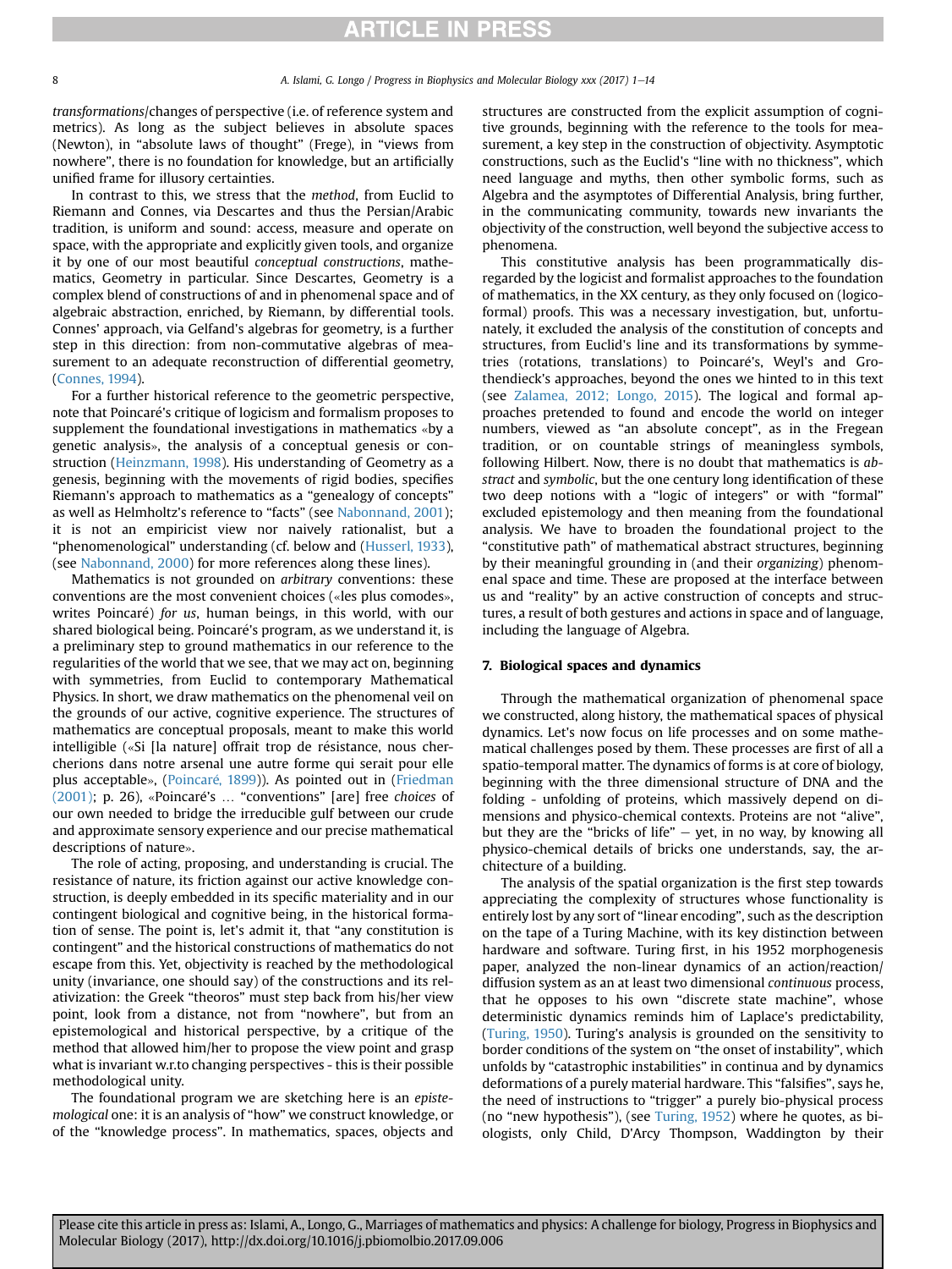*transformations*/changes of perspective (i.e. of reference system and metrics). As long as the subject believes in absolute spaces (Newton), in "absolute laws of thought" (Frege), in "views from nowhere", there is no foundation for knowledge, but an artificially unified frame for illusory certainties.

In contrast to this, we stress that the *method*, from Euclid to Riemann and Connes, via Descartes and thus the Persian/Arabic tradition, is uniform and sound: access, measure and operate on space, with the appropriate and explicitly given tools, and organize it by one of our most beautiful *conceptual constructions*, mathematics, Geometry in particular. Since Descartes, Geometry is a complex blend of constructions of and in phenomenal space and of algebraic abstraction, enriched, by Riemann, by differential tools. Connes' approach, via Gelfand's algebras for geometry, is a further step in this direction: from non-commutative algebras of measurement to an adequate reconstruction of differential geometry, (Connes, 1994).

For a further historical reference to the geometric perspective, note that Poincaré's critique of logicism and formalism proposes to supplement the foundational investigations in mathematics «by a genetic analysis», the analysis of a conceptual genesis or construction (Heinzmann, 1998). His understanding of Geometry as a genesis, beginning with the movements of rigid bodies, specifies Riemann's approach to mathematics as a "genealogy of concepts" as well as Helmholtz's reference to "facts" (see Nabonnand, 2001); it is not an empiricist view nor naively rationalist, but a "phenomenological" understanding (cf. below and (Husserl, 1933), (see Nabonnand, 2000) for more references along these lines).

Mathematics is not grounded on *arbitrary* conventions: these conventions are the most convenient choices («les plus comodes», writes Poincaré) *for us*, human beings, in this world, with our shared biological being. Poincaré's program, as we understand it, is a preliminary step to ground mathematics in our reference to the regularities of the world that we see, that we may act on, beginning with symmetries, from Euclid to contemporary Mathematical Physics. In short, we draw mathematics on the phenomenal veil on the grounds of our active, cognitive experience. The structures of mathematics are conceptual proposals, meant to make this world intelligible («Si [la nature] offrait trop de résistance, nous chercherions dans notre arsenal une autre forme qui serait pour elle plus acceptable», (Poincaré, 1899)). As pointed out in (Friedman (2001); p. 26), «Poincaré's … "conventions" [are] free *choices* of our own needed to bridge the irreducible gulf between our crude and approximate sensory experience and our precise mathematical descriptions of nature».

The role of acting, proposing, and understanding is crucial. The resistance of nature, its friction against our active knowledge construction, is deeply embedded in its specific materiality and in our contingent biological and cognitive being, in the historical formation of sense. The point is, let's admit it, that "any constitution is contingent" and the historical constructions of mathematics do not escape from this. Yet, objectivity is reached by the methodological unity (invariance, one should say) of the constructions and its relativization: the Greek "theoros" must step back from his/her view point, look from a distance, not from "nowhere", but from an epistemological and historical perspective, by a critique of the method that allowed him/her to propose the view point and grasp what is invariant w.r.to changing perspectives - this is their possible methodological unity.

The foundational program we are sketching here is an *epistemological* one: it is an analysis of "how" we construct knowledge, or of the "knowledge process". In mathematics, spaces, objects and structures are constructed from the explicit assumption of cognitive grounds, beginning with the reference to the tools for measurement, a key step in the construction of objectivity. Asymptotic constructions, such as the Euclid's "line with no thickness", which need language and myths, then other symbolic forms, such as Algebra and the asymptotes of Differential Analysis, bring further, in the communicating community, towards new invariants the objectivity of the construction, well beyond the subjective access to phenomena.

This constitutive analysis has been programmatically disregarded by the logicist and formalist approaches to the foundation of mathematics, in the XX century, as they only focused on (logico-formal) proofs. This was a necessary investigation, but, unfortunately, it excluded the analysis of the constitution of concepts and structures, from Euclid's line and its transformations by symmetries (rotations, translations) to Poincaré's, Weyl's and Grothendieck's approaches, beyond the ones we hinted to in this text (see Zalamea, 2012; Longo, 2015). The logical and formal approaches pretended to found and encode the world on integer numbers, viewed as "an absolute concept", as in the Fregean tradition, or on countable strings of meaningless symbols, following Hilbert. Now, there is no doubt that mathematics is *abstract* and *symbolic*, but the one century long identification of these two deep notions with a "logic of integers" or with "formal" excluded epistemology and then meaning from the foundational analysis. We have to broaden the foundational project to the "constitutive path" of mathematical abstract structures, beginning by their meaningful grounding in (and their *organizing*) phenomenal space and time. These are proposed at the interface between us and "reality" by an active construction of concepts and structures, a result of both gestures and actions in space and of language, including the language of Algebra.

## 7. Biological spaces and dynamics

Through the mathematical organization of phenomenal space we constructed, along history, the mathematical spaces of physical dynamics. Let's now focus on life processes and on some mathematical challenges posed by them. These processes are first of all a spatio-temporal matter. The dynamics of forms is at core of biology, beginning with the three dimensional structure of DNA and the folding - unfolding of proteins, which massively depend on dimensions and physico-chemical contexts. Proteins are not "alive", but they are the "bricks of life" — yet, in no way, by knowing all physico-chemical details of bricks one understands, say, the architecture of a building.

The analysis of the spatial organization is the first step towards appreciating the complexity of structures whose functionality is entirely lost by any sort of "linear encoding", such as the description on the tape of a Turing Machine, with its key distinction between hardware and software. Turing first, in his 1952 morphogenesis paper, analyzed the non-linear dynamics of an action/reaction/diffusion system as an at least two dimensional *continuous* process, that he opposes to his own "discrete state machine", whose deterministic dynamics reminds him of Laplace's predictability, (Turing, 1950). Turing's analysis is grounded on the sensitivity to border conditions of the system on "the onset of instability", which unfolds by "catastrophic instabilities" in continua and by dynamics deformations of a purely material hardware. This "falsifies", says he, the need of instructions to "trigger" a purely bio-physical process (no "new hypothesis"), (see Turing, 1952) where he quotes, as biologists, only Child, D'Arcy Thompson, Waddington by their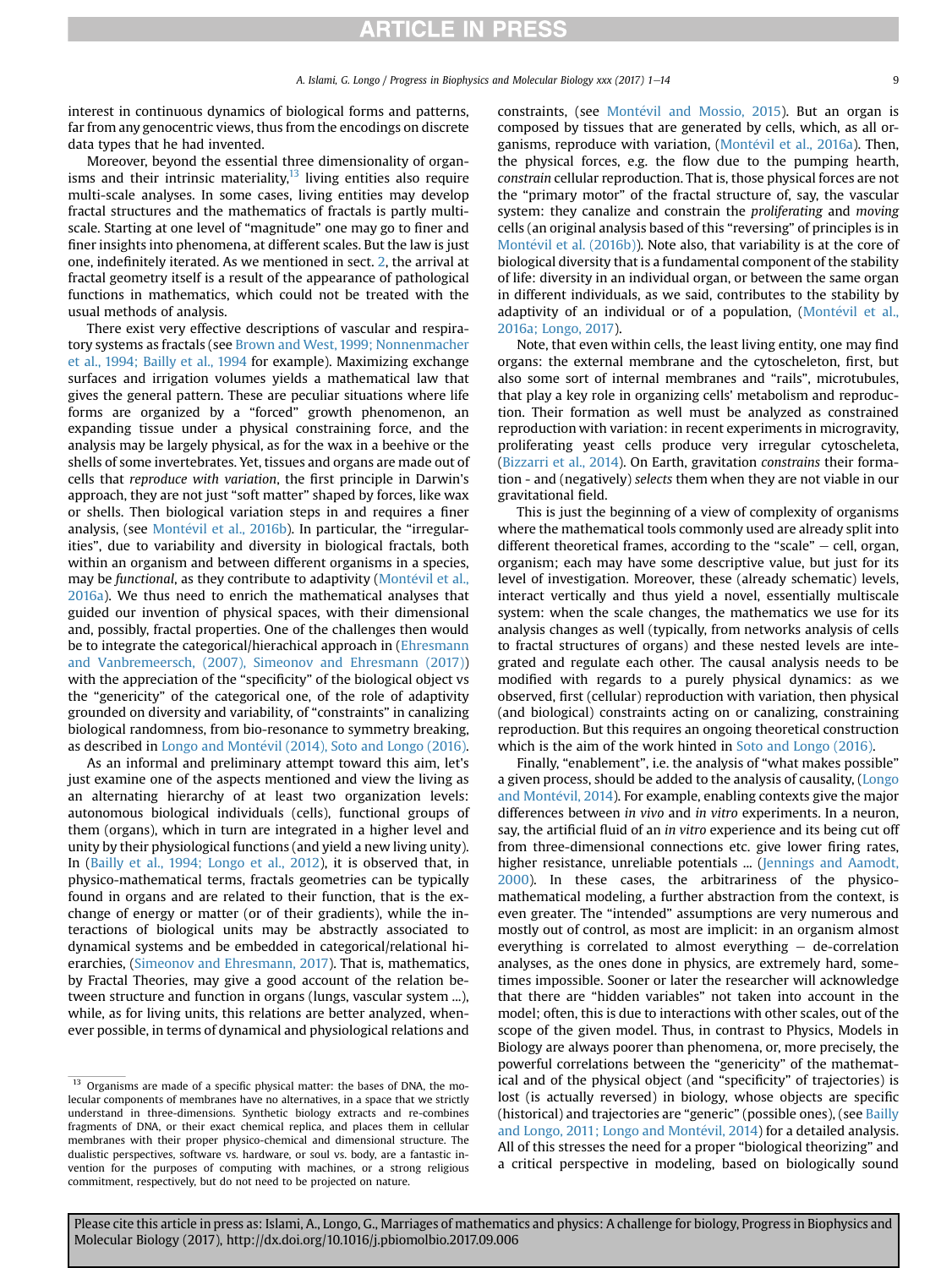interest in continuous dynamics of biological forms and patterns, far from any genocentric views, thus from the encodings on discrete data types that he had invented.

Moreover, beyond the essential three dimensionality of organisms and their intrinsic materiality,[13] living entities also require multi-scale analyses. In some cases, living entities may develop fractal structures and the mathematics of fractals is partly multi-scale. Starting at one level of "magnitude" one may go to finer and finer insights into phenomena, at different scales. But the law is just one, indefinitely iterated. As we mentioned in sect. 2, the arrival at fractal geometry itself is a result of the appearance of pathological functions in mathematics, which could not be treated with the usual methods of analysis.

There exist very effective descriptions of vascular and respiratory systems as fractals (see Brown and West, 1999; Nonnenmacher et al., 1994; Bailly et al., 1994 for example). Maximizing exchange surfaces and irrigation volumes yields a mathematical law that gives the general pattern. These are peculiar situations where life forms are organized by a "forced" growth phenomenon, an expanding tissue under a physical constraining force, and the analysis may be largely physical, as for the wax in a beehive or the shells of some invertebrates. Yet, tissues and organs are made out of cells that *reproduce with variation*, the first principle in Darwin's approach, they are not just "soft matter" shaped by forces, like wax or shells. Then biological variation steps in and requires a finer analysis, (see Montévil et al., 2016b). In particular, the "irregularities", due to variability and diversity in biological fractals, both within an organism and between different organisms in a species, may be *functional*, as they contribute to adaptivity (Montévil et al., 2016a). We thus need to enrich the mathematical analyses that guided our invention of physical spaces, with their dimensional and, possibly, fractal properties. One of the challenges then would be to integrate the categorical/hierachical approach in (Ehresmann and Vanbremeersch, (2007), Simeonov and Ehresmann (2017)) with the appreciation of the "specificity" of the biological object vs the "genericity" of the categorical one, of the role of adaptivity grounded on diversity and variability, of "constraints" in canalizing biological randomness, from bio-resonance to symmetry breaking, as described in Longo and Montévil (2014), Soto and Longo (2016).

As an informal and preliminary attempt toward this aim, let's just examine one of the aspects mentioned and view the living as an alternating hierarchy of at least two organization levels: autonomous biological individuals (cells), functional groups of them (organs), which in turn are integrated in a higher level and unity by their physiological functions (and yield a new living unity). In (Bailly et al., 1994; Longo et al., 2012), it is observed that, in physico-mathematical terms, fractals geometries can be typically found in organs and are related to their function, that is the exchange of energy or matter (or of their gradients), while the interactions of biological units may be abstractly associated to dynamical systems and be embedded in categorical/relational hierarchies, (Simeonov and Ehresmann, 2017). That is, mathematics, by Fractal Theories, may give a good account of the relation between structure and function in organs (lungs, vascular system ...), while, as for living units, this relations are better analyzed, whenever possible, in terms of dynamical and physiological relations and constraints, (see Montévil and Mossio, 2015). But an organ is composed by tissues that are generated by cells, which, as all organisms, reproduce with variation, (Montévil et al., 2016a). Then, the physical forces, e.g. the flow due to the pumping hearth, *constrain* cellular reproduction. That is, those physical forces are not the "primary motor" of the fractal structure of, say, the vascular system: they canalize and constrain the *proliferating* and *moving* cells (an original analysis based of this "reversing" of principles is in Montévil et al. (2016b)). Note also, that variability is at the core of biological diversity that is a fundamental component of the stability of life: diversity in an individual organ, or between the same organ in different individuals, as we said, contributes to the stability by adaptivity of an individual or of a population, (Montévil et al., 2016a; Longo, 2017).

Note, that even within cells, the least living entity, one may find organs: the external membrane and the cytoscheleton, first, but also some sort of internal membranes and "rails", microtubules, that play a key role in organizing cells' metabolism and reproduction. Their formation as well must be analyzed as constrained reproduction with variation: in recent experiments in microgravity, proliferating yeast cells produce very irregular cytoscheleta, (Bizzarri et al., 2014). On Earth, gravitation *constrains* their formation - and (negatively) *selects* them when they are not viable in our gravitational field.

This is just the beginning of a view of complexity of organisms where the mathematical tools commonly used are already split into different theoretical frames, according to the "scale" — cell, organ, organism; each may have some descriptive value, but just for its level of investigation. Moreover, these (already schematic) levels, interact vertically and thus yield a novel, essentially multiscale system: when the scale changes, the mathematics we use for its analysis changes as well (typically, from networks analysis of cells to fractal structures of organs) and these nested levels are integrated and regulate each other. The causal analysis needs to be modified with regards to a purely physical dynamics: as we observed, first (cellular) reproduction with variation, then physical (and biological) constraints acting on or canalizing, constraining reproduction. But this requires an ongoing theoretical construction which is the aim of the work hinted in Soto and Longo (2016).

Finally, "enablement", i.e. the analysis of "what makes possible" a given process, should be added to the analysis of causality, (Longo and Montévil, 2014). For example, enabling contexts give the major differences between *in vivo* and *in vitro* experiments. In a neuron, say, the artificial fluid of an *in vitro* experience and its being cut off from three-dimensional connections etc. give lower firing rates, higher resistance, unreliable potentials ... (Jennings and Aamodt, 2000). In these cases, the arbitrariness of the physico-mathematical modeling, a further abstraction from the context, is even greater. The "intended" assumptions are very numerous and mostly out of control, as most are implicit: in an organism almost everything is correlated to almost everything — de-correlation analyses, as the ones done in physics, are extremely hard, sometimes impossible. Sooner or later the researcher will acknowledge that there are "hidden variables" not taken into account in the model; often, this is due to interactions with other scales, out of the scope of the given model. Thus, in contrast to Physics, Models in Biology are always poorer than phenomena, or, more precisely, the powerful correlations between the "genericity" of the mathematical and of the physical object (and "specificity" of trajectories) is lost (is actually reversed) in biology, whose objects are specific (historical) and trajectories are "generic" (possible ones), (see Bailly and Longo, 2011; Longo and Montévil, 2014) for a detailed analysis. All of this stresses the need for a proper "biological theorizing" and a critical perspective in modeling, based on biologically sound

[13] Organisms are made of a specific physical matter: the bases of DNA, the molecular components of membranes have no alternatives, in a space that we strictly understand in three-dimensions. Synthetic biology extracts and re-combines fragments of DNA, or their exact chemical replica, and places them in cellular membranes with their proper physico-chemical and dimensional structure. The dualistic perspectives, software vs. hardware, or soul vs. body, are a fantastic invention for the purposes of computing with machines, or a strong religious commitment, respectively, but do not need to be projected on nature.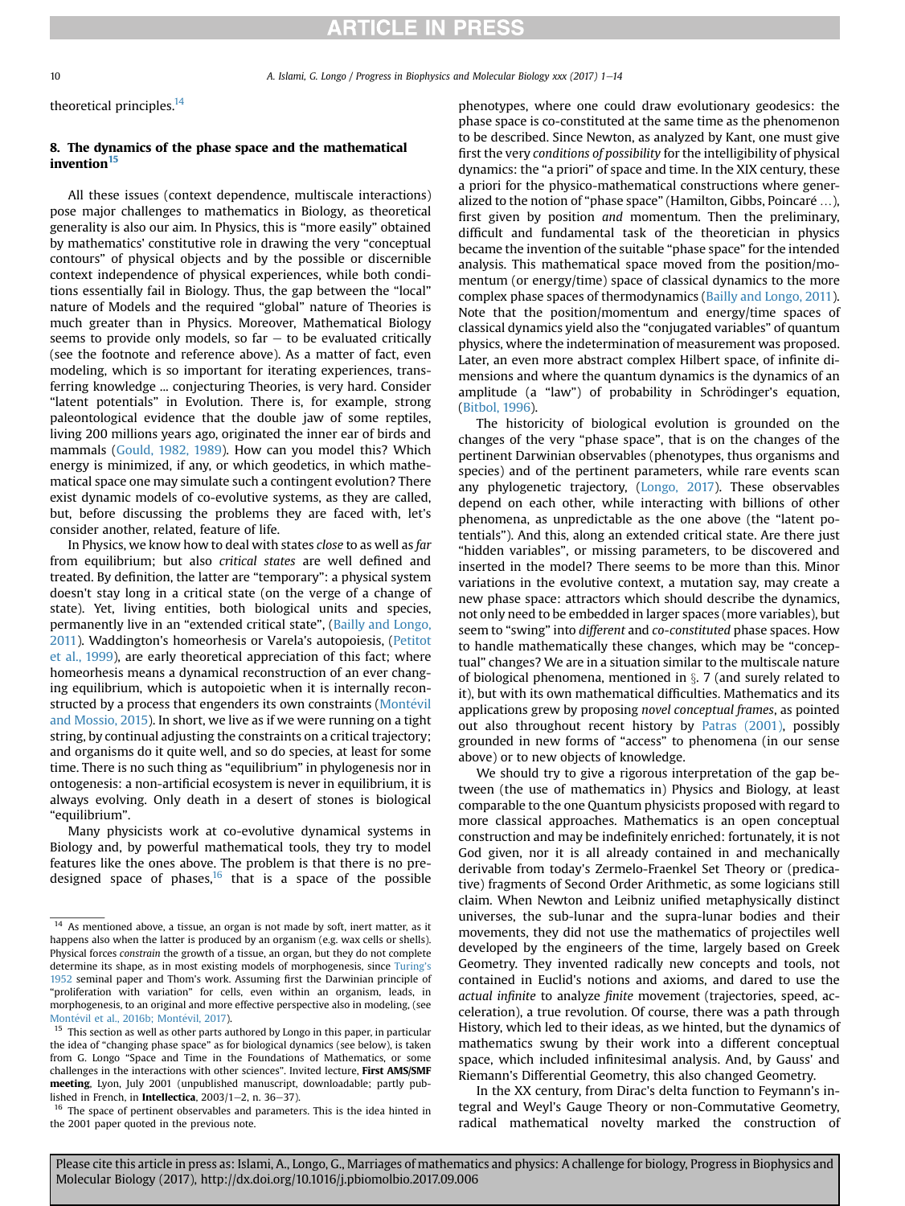theoretical principles.[14]

## 8. The dynamics of the phase space and the mathematical invention[15]

All these issues (context dependence, multiscale interactions) pose major challenges to mathematics in Biology, as theoretical generality is also our aim. In Physics, this is "more easily" obtained by mathematics' constitutive role in drawing the very "conceptual contours" of physical objects and by the possible or discernible context independence of physical experiences, while both conditions essentially fail in Biology. Thus, the gap between the "local" nature of Models and the required "global" nature of Theories is much greater than in Physics. Moreover, Mathematical Biology seems to provide only models, so far − to be evaluated critically (see the footnote and reference above). As a matter of fact, even modeling, which is so important for iterating experiences, transferring knowledge ... conjecturing Theories, is very hard. Consider "latent potentials" in Evolution. There is, for example, strong paleontological evidence that the double jaw of some reptiles, living 200 millions years ago, originated the inner ear of birds and mammals (Gould, 1982, 1989). How can you model this? Which energy is minimized, if any, or which geodetics, in which mathematical space one may simulate such a contingent evolution? There exist dynamic models of co-evolutive systems, as they are called, but, before discussing the problems they are faced with, let's consider another, related, feature of life.

In Physics, we know how to deal with states *close* to as well as *far* from equilibrium; but also *critical states* are well defined and treated. By definition, the latter are "temporary": a physical system doesn't stay long in a critical state (on the verge of a change of state). Yet, living entities, both biological units and species, permanently live in an "extended critical state", (Bailly and Longo, 2011). Waddington's homeorhesis or Varela's autopoiesis, (Petitot et al., 1999), are early theoretical appreciation of this fact; where homeorhesis means a dynamical reconstruction of an ever changing equilibrium, which is autopoietic when it is internally reconstructed by a process that engenders its own constraints (Montévil and Mossio, 2015). In short, we live as if we were running on a tight string, by continual adjusting the constraints on a critical trajectory; and organisms do it quite well, and so do species, at least for some time. There is no such thing as "equilibrium" in phylogenesis nor in ontogenesis: a non-artificial ecosystem is never in equilibrium, it is always evolving. Only death in a desert of stones is biological "equilibrium".

Many physicists work at co-evolutive dynamical systems in Biology and, by powerful mathematical tools, they try to model features like the ones above. The problem is that there is no pre-designed space of phases,[16] that is a space of the possible phenotypes, where one could draw evolutionary geodesics: the phase space is co-constituted at the same time as the phenomenon to be described. Since Newton, as analyzed by Kant, one must give first the very *conditions of possibility* for the intelligibility of physical dynamics: the "a priori" of space and time. In the XIX century, these a priori for the physico-mathematical constructions where generalized to the notion of "phase space" (Hamilton, Gibbs, Poincaré ...), first given by position *and* momentum. Then the preliminary, difficult and fundamental task of the theoretician in physics became the invention of the suitable "phase space" for the intended analysis. This mathematical space moved from the position/momentum (or energy/time) space of classical dynamics to the more complex phase spaces of thermodynamics (Bailly and Longo, 2011). Note that the position/momentum and energy/time spaces of classical dynamics yield also the "conjugated variables" of quantum physics, where the indetermination of measurement was proposed. Later, an even more abstract complex Hilbert space, of infinite dimensions and where the quantum dynamics is the dynamics of an amplitude (a "law") of probability in Schrödinger's equation, (Bitbol, 1996).

The historicity of biological evolution is grounded on the changes of the very "phase space", that is on the changes of the pertinent Darwinian observables (phenotypes, thus organisms and species) and of the pertinent parameters, while rare events scan any phylogenetic trajectory, (Longo, 2017). These observables depend on each other, while interacting with billions of other phenomena, as unpredictable as the one above (the "latent potentials"). And this, along an extended critical state. Are there just "hidden variables", or missing parameters, to be discovered and inserted in the model? There seems to be more than this. Minor variations in the evolutive context, a mutation say, may create a new phase space: attractors which should describe the dynamics, not only need to be embedded in larger spaces (more variables), but seem to "swing" into *different* and *co-constituted* phase spaces. How to handle mathematically these changes, which may be "conceptual" changes? We are in a situation similar to the multiscale nature of biological phenomena, mentioned in § 7 (and surely related to it), but with its own mathematical difficulties. Mathematics and its applications grew by proposing *novel conceptual frames*, as pointed out also throughout recent history by Patras (2001), possibly grounded in new forms of "access" to phenomena (in our sense above) or to new objects of knowledge.

We should try to give a rigorous interpretation of the gap between (the use of mathematics in) Physics and Biology, at least comparable to the one Quantum physicists proposed with regard to more classical approaches. Mathematics is an open conceptual construction and may be indefinitely enriched: fortunately, it is not God given, nor it is all already contained in and mechanically derivable from today's Zermelo-Fraenkel Set Theory or (predicative) fragments of Second Order Arithmetic, as some logicians still claim. When Newton and Leibniz unified metaphysically distinct universes, the sub-lunar and the supra-lunar bodies and their movements, they did not use the mathematics of projectiles well developed by the engineers of the time, largely based on Greek Geometry. They invented radically new concepts and tools, not contained in Euclid's notions and axioms, and dared to use the *actual infinite* to analyze *finite* movement (trajectories, speed, acceleration), a true revolution. Of course, there was a path through History, which led to their ideas, as we hinted, but the dynamics of mathematics swung by their work into a different conceptual space, which included infinitesimal analysis. And, by Gauss' and Riemann's Differential Geometry, this also changed Geometry.

In the XX century, from Dirac's delta function to Feymann's integral and Weyl's Gauge Theory or non-Commutative Geometry, radical mathematical novelty marked the construction of

---

[14] As mentioned above, a tissue, an organ is not made by soft, inert matter, as it happens also when the latter is produced by an organism (e.g. wax cells or shells). Physical forces *constrain* the growth of a tissue, an organ, but they do not complete determine its shape, as in most existing models of morphogenesis, since Turing's 1952 seminal paper and Thom's work. Assuming first the Darwinian principle of "proliferation with variation" for cells, even within an organism, leads, in morphogenesis, to an original and more effective perspective also in modeling, (see Montévil et al., 2016b; Montévil, 2017).

[15] This section as well as other parts authored by Longo in this paper, in particular the idea of "changing phase space" as for biological dynamics (see below), is taken from G. Longo "Space and Time in the Foundations of Mathematics, or some challenges in the interactions with other sciences". Invited lecture, **First AMS/SMF meeting**, Lyon, July 2001 (unpublished manuscript, downloadable; partly published in French, in **Intellectica**, 2003/1−2, n. 36−37).

[16] The space of pertinent observables and parameters. This is the idea hinted in the 2001 paper quoted in the previous note.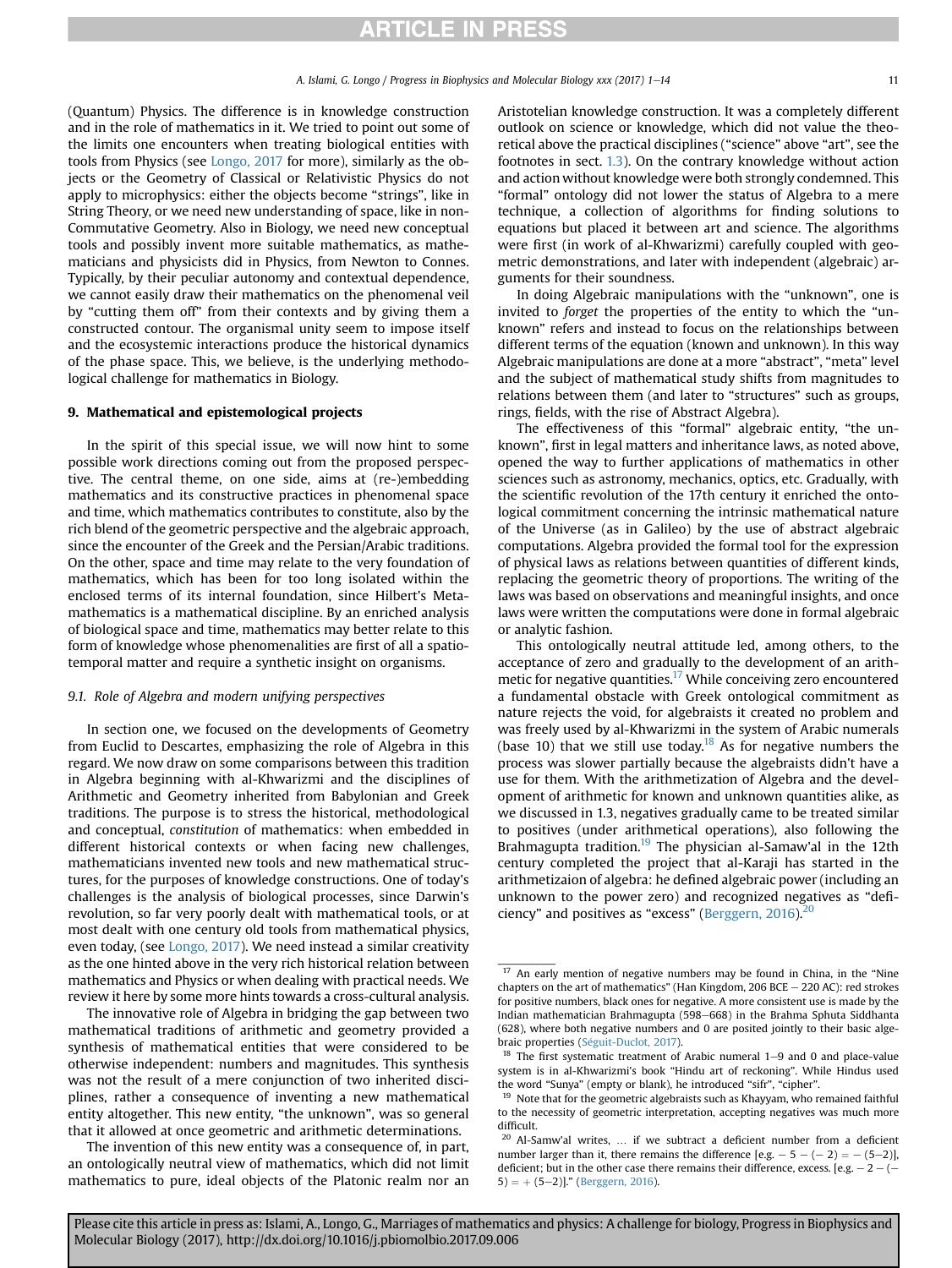(Quantum) Physics. The difference is in knowledge construction and in the role of mathematics in it. We tried to point out some of the limits one encounters when treating biological entities with tools from Physics (see Longo, 2017 for more), similarly as the objects or the Geometry of Classical or Relativistic Physics do not apply to microphysics: either the objects become "strings", like in String Theory, or we need new understanding of space, like in non-Commutative Geometry. Also in Biology, we need new conceptual tools and possibly invent more suitable mathematics, as mathematicians and physicists did in Physics, from Newton to Connes. Typically, by their peculiar autonomy and contextual dependence, we cannot easily draw their mathematics on the phenomenal veil by "cutting them off" from their contexts and by giving them a constructed contour. The organismal unity seem to impose itself and the ecosystemic interactions produce the historical dynamics of the phase space. This, we believe, is the underlying methodological challenge for mathematics in Biology.

## 9. Mathematical and epistemological projects

In the spirit of this special issue, we will now hint to some possible work directions coming out from the proposed perspective. The central theme, on one side, aims at (re-)embedding mathematics and its constructive practices in phenomenal space and time, which mathematics contributes to constitute, also by the rich blend of the geometric perspective and the algebraic approach, since the encounter of the Greek and the Persian/Arabic traditions. On the other, space and time may relate to the very foundation of mathematics, which has been for too long isolated within the enclosed terms of its internal foundation, since Hilbert's Meta-mathematics is a mathematical discipline. By an enriched analysis of biological space and time, mathematics may better relate to this form of knowledge whose phenomenalities are first of all a spatio-temporal matter and require a synthetic insight on organisms.

### 9.1. Role of Algebra and modern unifying perspectives

In section one, we focused on the developments of Geometry from Euclid to Descartes, emphasizing the role of Algebra in this regard. We now draw on some comparisons between this tradition in Algebra beginning with al-Khwarizmi and the disciplines of Arithmetic and Geometry inherited from Babylonian and Greek traditions. The purpose is to stress the historical, methodological and conceptual, *constitution* of mathematics: when embedded in different historical contexts or when facing new challenges, mathematicians invented new tools and new mathematical structures, for the purposes of knowledge constructions. One of today's challenges is the analysis of biological processes, since Darwin's revolution, so far very poorly dealt with mathematical tools, or at most dealt with one century old tools from mathematical physics, even today, (see Longo, 2017). We need instead a similar creativity as the one hinted above in the very rich historical relation between mathematics and Physics or when dealing with practical needs. We review it here by some more hints towards a cross-cultural analysis.

The innovative role of Algebra in bridging the gap between two mathematical traditions of arithmetic and geometry provided a synthesis of mathematical entities that were considered to be otherwise independent: numbers and magnitudes. This synthesis was not the result of a mere conjunction of two inherited disciplines, rather a consequence of inventing a new mathematical entity altogether. This new entity, "the unknown", was so general that it allowed at once geometric and arithmetic determinations.

The invention of this new entity was a consequence of, in part, an ontologically neutral view of mathematics, which did not limit mathematics to pure, ideal objects of the Platonic realm nor an Aristotelian knowledge construction. It was a completely different outlook on science or knowledge, which did not value the theoretical above the practical disciplines ("science" above "art", see the footnotes in sect. 1.3). On the contrary knowledge without action and action without knowledge were both strongly condemned. This "formal" ontology did not lower the status of Algebra to a mere technique, a collection of algorithms for finding solutions to equations but placed it between art and science. The algorithms were first (in work of al-Khwarizmi) carefully coupled with geometric demonstrations, and later with independent (algebraic) arguments for their soundness.

In doing Algebraic manipulations with the "unknown", one is invited to *forget* the properties of the entity to which the "unknown" refers and instead to focus on the relationships between different terms of the equation (known and unknown). In this way Algebraic manipulations are done at a more "abstract", "meta" level and the subject of mathematical study shifts from magnitudes to relations between them (and later to "structures" such as groups, rings, fields, with the rise of Abstract Algebra).

The effectiveness of this "formal" algebraic entity, "the unknown", first in legal matters and inheritance laws, as noted above, opened the way to further applications of mathematics in other sciences such as astronomy, mechanics, optics, etc. Gradually, with the scientific revolution of the 17th century it enriched the ontological commitment concerning the intrinsic mathematical nature of the Universe (as in Galileo) by the use of abstract algebraic computations. Algebra provided the formal tool for the expression of physical laws as relations between quantities of different kinds, replacing the geometric theory of proportions. The writing of the laws was based on observations and meaningful insights, and once laws were written the computations were done in formal algebraic or analytic fashion.

This ontologically neutral attitude led, among others, to the acceptance of zero and gradually to the development of an arithmetic for negative quantities.[17] While conceiving zero encountered a fundamental obstacle with Greek ontological commitment as nature rejects the void, for algebraists it created no problem and was freely used by al-Khwarizmi in the system of Arabic numerals (base 10) that we still use today.[18] As for negative numbers the process was slower partially because the algebraists didn't have a use for them. With the arithmetization of Algebra and the development of arithmetic for known and unknown quantities alike, as we discussed in 1.3, negatives gradually came to be treated similar to positives (under arithmetical operations), also following the Brahmagupta tradition.[19] The physician al-Samaw'al in the 12th century completed the project that al-Karaji has started in the arithmetizaion of algebra: he defined algebraic power (including an unknown to the power zero) and recognized negatives as "deficiency" and positives as "excess" (Berggern, 2016).[20]

---

[17] An early mention of negative numbers may be found in China, in the "Nine chapters on the art of mathematics" (Han Kingdom, 206 BCE – 220 AC): red strokes for positive numbers, black ones for negative. A more consistent use is made by the Indian mathematician Brahmagupta (598–668) in the Brahma Sphuta Siddhanta (628), where both negative numbers and 0 are posited jointly to their basic algebraic properties (Séguit-Duclot, 2017).

[18] The first systematic treatment of Arabic numeral 1–9 and 0 and place-value system is in al-Khwarizmi's book "Hindu art of reckoning". While Hindus used the word "Sunya" (empty or blank), he introduced "sifr", "cipher".

[19] Note that for the geometric algebraists such as Khayyam, who remained faithful to the necessity of geometric interpretation, accepting negatives was much more difficult.

[20] Al-Samw'al writes, … if we subtract a deficient number from a deficient number larger than it, there remains the difference [e.g. $-5-(-2)=-(5-2)$], deficient; but in the other case there remains their difference, excess. [e.g. $-2-(-5)=+(5-2)$]." (Berggern, 2016).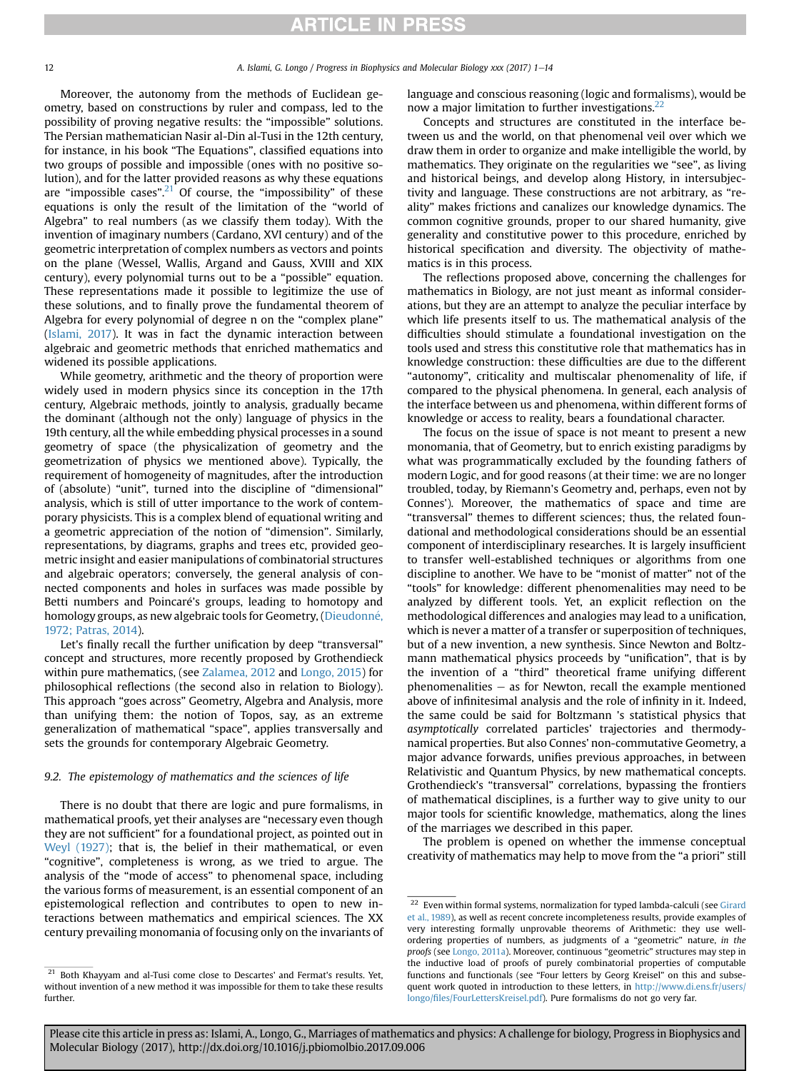Moreover, the autonomy from the methods of Euclidean geometry, based on constructions by ruler and compass, led to the possibility of proving negative results: the "impossible" solutions. The Persian mathematician Nasir al-Din al-Tusi in the 12th century, for instance, in his book "The Equations", classified equations into two groups of possible and impossible (ones with no positive solution), and for the latter provided reasons as why these equations are "impossible cases".[21] Of course, the "impossibility" of these equations is only the result of the limitation of the "world of Algebra" to real numbers (as we classify them today). With the invention of imaginary numbers (Cardano, XVI century) and of the geometric interpretation of complex numbers as vectors and points on the plane (Wessel, Wallis, Argand and Gauss, XVIII and XIX century), every polynomial turns out to be a "possible" equation. These representations made it possible to legitimize the use of these solutions, and to finally prove the fundamental theorem of Algebra for every polynomial of degree n on the "complex plane" (Islami, 2017). It was in fact the dynamic interaction between algebraic and geometric methods that enriched mathematics and widened its possible applications.

While geometry, arithmetic and the theory of proportion were widely used in modern physics since its conception in the 17th century, Algebraic methods, jointly to analysis, gradually became the dominant (although not the only) language of physics in the 19th century, all the while embedding physical processes in a sound geometry of space (the physicalization of geometry and the geometrization of physics we mentioned above). Typically, the requirement of homogeneity of magnitudes, after the introduction of (absolute) "unit", turned into the discipline of "dimensional" analysis, which is still of utter importance to the work of contemporary physicists. This is a complex blend of equational writing and a geometric appreciation of the notion of "dimension". Similarly, representations, by diagrams, graphs and trees etc, provided geometric insight and easier manipulations of combinatorial structures and algebraic operators; conversely, the general analysis of connected components and holes in surfaces was made possible by Betti numbers and Poincaré's groups, leading to homotopy and homology groups, as new algebraic tools for Geometry, (Dieudonné, 1972; Patras, 2014).

Let's finally recall the further unification by deep "transversal" concept and structures, more recently proposed by Grothendieck within pure mathematics, (see Zalamea, 2012 and Longo, 2015) for philosophical reflections (the second also in relation to Biology). This approach "goes across" Geometry, Algebra and Analysis, more than unifying them: the notion of Topos, say, as an extreme generalization of mathematical "space", applies transversally and sets the grounds for contemporary Algebraic Geometry.

### 9.2. The epistemology of mathematics and the sciences of life

There is no doubt that there are logic and pure formalisms, in mathematical proofs, yet their analyses are "necessary even though they are not sufficient" for a foundational project, as pointed out in Weyl (1927); that is, the belief in their mathematical, or even "cognitive", completeness is wrong, as we tried to argue. The analysis of the "mode of access" to phenomenal space, including the various forms of measurement, is an essential component of an epistemological reflection and contributes to open to new interactions between mathematics and empirical sciences. The XX century prevailing monomania of focusing only on the invariants of language and conscious reasoning (logic and formalisms), would be now a major limitation to further investigations.[22]

Concepts and structures are constituted in the interface between us and the world, on that phenomenal veil over which we draw them in order to organize and make intelligible the world, by mathematics. They originate on the regularities we "see", as living and historical beings, and develop along History, in intersubjectivity and language. These constructions are not arbitrary, as "reality" makes frictions and canalizes our knowledge dynamics. The common cognitive grounds, proper to our shared humanity, give generality and constitutive power to this procedure, enriched by historical specification and diversity. The objectivity of mathematics is in this process.

The reflections proposed above, concerning the challenges for mathematics in Biology, are not just meant as informal considerations, but they are an attempt to analyze the peculiar interface by which life presents itself to us. The mathematical analysis of the difficulties should stimulate a foundational investigation on the tools used and stress this constitutive role that mathematics has in knowledge construction: these difficulties are due to the different "autonomy", criticality and multiscalar phenomenality of life, if compared to the physical phenomena. In general, each analysis of the interface between us and phenomena, within different forms of knowledge or access to reality, bears a foundational character.

The focus on the issue of space is not meant to present a new monomania, that of Geometry, but to enrich existing paradigms by what was programmatically excluded by the founding fathers of modern Logic, and for good reasons (at their time: we are no longer troubled, today, by Riemann's Geometry and, perhaps, even not by Connes'). Moreover, the mathematics of space and time are "transversal" themes to different sciences; thus, the related foundational and methodological considerations should be an essential component of interdisciplinary researches. It is largely insufficient to transfer well-established techniques or algorithms from one discipline to another. We have to be "monist of matter" not of the "tools" for knowledge: different phenomenalities may need to be analyzed by different tools. Yet, an explicit reflection on the methodological differences and analogies may lead to a unification, which is never a matter of a transfer or superposition of techniques, but of a new invention, a new synthesis. Since Newton and Boltzmann mathematical physics proceeds by "unification", that is by the invention of a "third" theoretical frame unifying different phenomenalities — as for Newton, recall the example mentioned above of infinitesimal analysis and the role of infinity in it. Indeed, the same could be said for Boltzmann 's statistical physics that *asymptotically* correlated particles' trajectories and thermodynamical properties. But also Connes' non-commutative Geometry, a major advance forwards, unifies previous approaches, in between Relativistic and Quantum Physics, by new mathematical concepts. Grothendieck's "transversal" correlations, bypassing the frontiers of mathematical disciplines, is a further way to give unity to our major tools for scientific knowledge, mathematics, along the lines of the marriages we described in this paper.

The problem is opened on whether the immense conceptual creativity of mathematics may help to move from the "a priori" still

---

[21] Both Khayyam and al-Tusi come close to Descartes' and Fermat's results. Yet, without invention of a new method it was impossible for them to take these results further.

[22] Even within formal systems, normalization for typed lambda-calculi (see Girard et al., 1989), as well as recent concrete incompleteness results, provide examples of very interesting formally unprovable theorems of Arithmetic: they use well-ordering properties of numbers, as judgments of a "geometric" nature, *in the proofs* (see Longo, 2011a). Moreover, continuous "geometric" structures may step in the inductive load of proofs of purely combinatorial properties of computable functions and functionals (see "Four letters by Georg Kreisel" on this and subsequent work quoted in introduction to these letters, in http://www.di.ens.fr/users/longo/files/FourLettersKreisel.pdf). Pure formalisms do not go very far.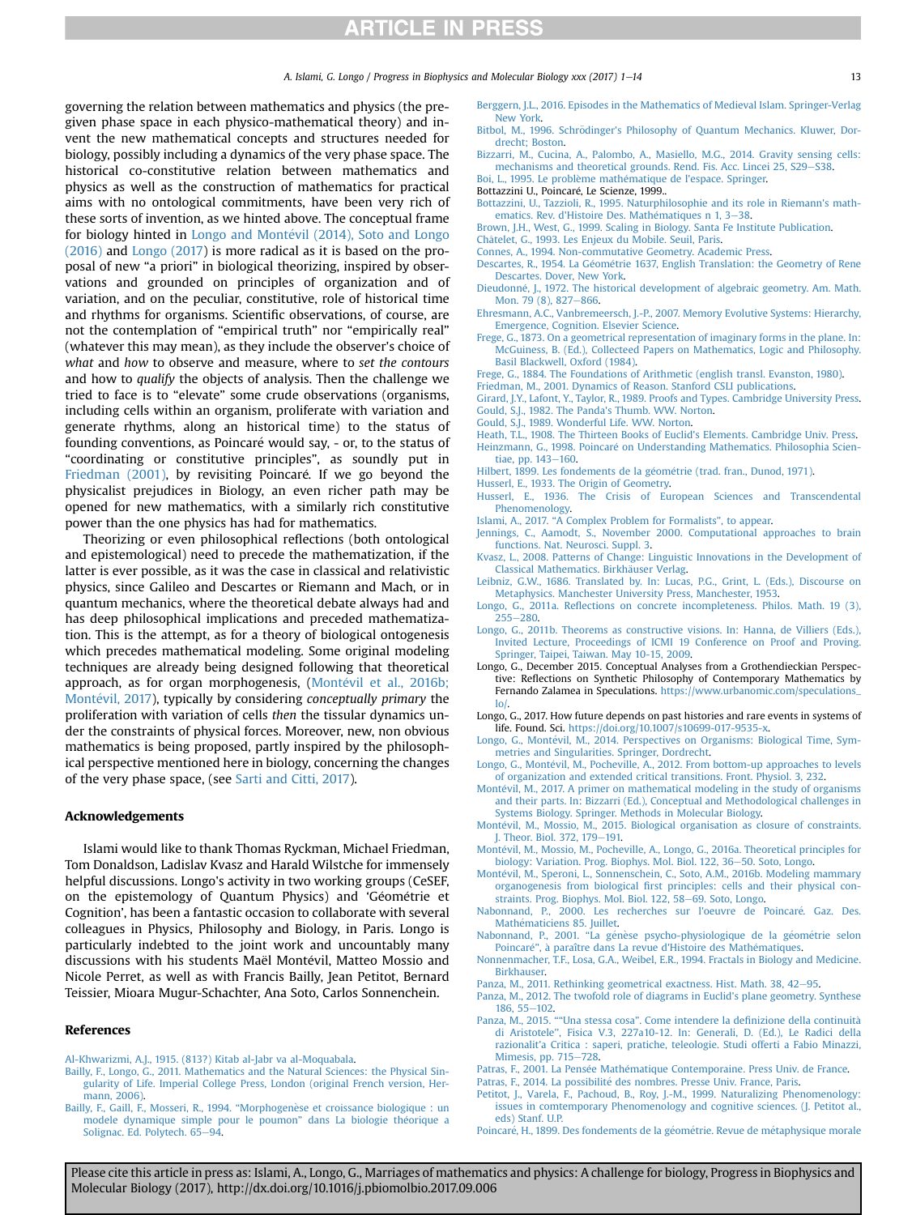governing the relation between mathematics and physics (the pregiven phase space in each physico-mathematical theory) and invent the new mathematical concepts and structures needed for biology, possibly including a dynamics of the very phase space. The historical co-constitutive relation between mathematics and physics as well as the construction of mathematics for practical aims with no ontological commitments, have been very rich of these sorts of invention, as we hinted above. The conceptual frame for biology hinted in Longo and Montévil (2014), Soto and Longo (2016) and Longo (2017) is more radical as it is based on the proposal of new "a priori" in biological theorizing, inspired by observations and grounded on principles of organization and of variation, and on the peculiar, constitutive, role of historical time and rhythms for organisms. Scientific observations, of course, are not the contemplation of "empirical truth" nor "empirically real" (whatever this may mean), as they include the observer's choice of *what* and *how* to observe and measure, where to *set the contours* and how to *qualify* the objects of analysis. Then the challenge we tried to face is to "elevate" some crude observations (organisms, including cells within an organism, proliferate with variation and generate rhythms, along an historical time) to the status of founding conventions, as Poincaré would say, - or, to the status of "coordinating or constitutive principles", as soundly put in Friedman (2001), by revisiting Poincaré. If we go beyond the physicalist prejudices in Biology, an even richer path may be opened for new mathematics, with a similarly rich constitutive power than the one physics has had for mathematics.

Theorizing or even philosophical reflections (both ontological and epistemological) need to precede the mathematization, if the latter is ever possible, as it was the case in classical and relativistic physics, since Galileo and Descartes or Riemann and Mach, or in quantum mechanics, where the theoretical debate always had and has deep philosophical implications and preceded mathematization. This is the attempt, as for a theory of biological ontogenesis which precedes mathematical modeling. Some original modeling techniques are already being designed following that theoretical approach, as for organ morphogenesis, (Montévil et al., 2016b; Montévil, 2017), typically by considering *conceptually primary* the proliferation with variation of cells *then* the tissular dynamics under the constraints of physical forces. Moreover, new, non obvious mathematics is being proposed, partly inspired by the philosophical perspective mentioned here in biology, concerning the changes of the very phase space, (see Sarti and Citti, 2017).

## Acknowledgements

Islami would like to thank Thomas Ryckman, Michael Friedman, Tom Donaldson, Ladislav Kvasz and Harald Wilstche for immensely helpful discussions. Longo's activity in two working groups (CeSEF, on the epistemology of Quantum Physics) and 'Géométrie et Cognition', has been a fantastic occasion to collaborate with several colleagues in Physics, Philosophy and Biology, in Paris. Longo is particularly indebted to the joint work and uncountably many discussions with his students Maël Montévil, Matteo Mossio and Nicole Perret, as well as with Francis Bailly, Jean Petitot, Bernard Teissier, Mioara Mugur-Schachter, Ana Soto, Carlos Sonnenchein.

## References

Al-Khwarizmi, A.J., 1915. (813?) Kitab al-Jabr va al-Moqabala.

Bailly, F., Longo, G., 2011. Mathematics and the Natural Sciences: the Physical Singularity of Life. Imperial College Press, London (original French version, Hermann, 2006).

Bailly, F., Gaill, F., Mosseri, R., 1994. "Morphogenèse et croissance biologique : un modele dynamique simple pour le poumon" dans La biologie théorique a Solignac. Ed. Polytech. 65–94.

Berggern, J.L., 2016. Episodes in the Mathematics of Medieval Islam. Springer-Verlag New York.

Bitbol, M., 1996. Schrödinger's Philosophy of Quantum Mechanics. Kluwer, Dordrecht; Boston.

Bizzarri, M., Cucina, A., Palombo, A., Masiello, M.G., 2014. Gravity sensing cells: mechanisms and theoretical grounds. Rend. Fis. Acc. Lincei 25, S29–S38.

Boi, L., 1995. Le problème mathématique de l'espace. Springer.

Bottazzini U., Poincaré, Le Scienze, 1999..

Bottazzini, U., Tazzioli, R., 1995. Naturphilosophie and its role in Riemann's mathematics. Rev. d'Histoire Des. Mathématiques n 1, 3–38.

Brown, J.H., West, G., 1999. Scaling in Biology. Santa Fe Institute Publication.

Châtelet, G., 1993. Les Enjeux du Mobile. Seuil, Paris.

Connes, A., 1994. Non-commutative Geometry. Academic Press.

Descartes, R., 1954. La Géométrie 1637, English Translation: the Geometry of Rene Descartes. Dover, New York.

Dieudonné, J., 1972. The historical development of algebraic geometry. Am. Math. Mon. 79 (8), 827–866.

Ehresmann, A.C., Vanbremeersch, J.-P., 2007. Memory Evolutive Systems: Hierarchy, Emergence, Cognition. Elsevier Science.

Frege, G., 1873. On a geometrical representation of imaginary forms in the plane. In: McGuiness, B. (Ed.), Collecteed Papers on Mathematics, Logic and Philosophy. Basil Blackwell, Oxford (1984).

Frege, G., 1884. The Foundations of Arithmetic (english transl. Evanston, 1980).

Friedman, M., 2001. Dynamics of Reason. Stanford CSLI publications.

Girard, J.Y., Lafont, Y., Taylor, R., 1989. Proofs and Types. Cambridge University Press.

Gould, S.J., 1982. The Panda's Thumb. WW. Norton.

Gould, S.J., 1989. Wonderful Life. WW. Norton.

Heath, T.L., 1908. The Thirteen Books of Euclid's Elements. Cambridge Univ. Press.

Heinzmann, G., 1998. Poincaré on Understanding Mathematics. Philosophia Scientiae, pp. 143–160.

Hilbert, 1899. Les fondements de la géométrie (trad. fran., Dunod, 1971).

Husserl, E., 1933. The Origin of Geometry.

Husserl, E., 1936. The Crisis of European Sciences and Transcendental Phenomenology.

Islami, A., 2017. "A Complex Problem for Formalists", to appear.

Jennings, C., Aamodt, S., November 2000. Computational approaches to brain functions. Nat. Neurosci. Suppl. 3.

Kvasz, L., 2008. Patterns of Change: Linguistic Innovations in the Development of Classical Mathematics. Birkhäuser Verlag.

Leibniz, G.W., 1686. Translated by. In: Lucas, P.G., Grint, L. (Eds.), Discourse on Metaphysics. Manchester University Press, Manchester, 1953.

Longo, G., 2011a. Reflections on concrete incompleteness. Philos. Math. 19 (3), 255–280.

Longo, G., 2011b. Theorems as constructive visions. In: Hanna, de Villiers (Eds.), Invited Lecture, Proceedings of ICMI 19 Conference on Proof and Proving. Springer, Taipei, Taiwan. May 10-15, 2009.

Longo, G., December 2015. Conceptual Analyses from a Grothendieckian Perspective: Reflections on Synthetic Philosophy of Contemporary Mathematics by Fernando Zalamea in Speculations. https://www.urbanomic.com/speculations_lo/.

Longo, G., 2017. How future depends on past histories and rare events in systems of life. Found. Sci. https://doi.org/10.1007/s10699-017-9535-x.

Longo, G., Montévil, M., 2014. Perspectives on Organisms: Biological Time, Symmetries and Singularities. Springer, Dordrecht.

Longo, G., Montévil, M., Pocheville, A., 2012. From bottom-up approaches to levels of organization and extended critical transitions. Front. Physiol. 3, 232.

Montévil, M., 2017. A primer on mathematical modeling in the study of organisms and their parts. In: Bizzarri (Ed.), Conceptual and Methodological challenges in Systems Biology. Springer. Methods in Molecular Biology.

Montévil, M., Mossio, M., 2015. Biological organisation as closure of constraints. J. Theor. Biol. 372, 179–191.

Montévil, M., Mossio, M., Pocheville, A., Longo, G., 2016a. Theoretical principles for biology: Variation. Prog. Biophys. Mol. Biol. 122, 36–50. Soto, Longo.

Montévil, M., Speroni, L., Sonnenschein, C., Soto, A.M., 2016b. Modeling mammary organogenesis from biological first principles: cells and their physical constraints. Prog. Biophys. Mol. Biol. 122, 58–69. Soto, Longo.

Nabonnand, P., 2001. Les recherches sur l'oeuvre de Poincaré. Gaz. Des. Mathématiciens 85. Juillet.

Nabonnand, P., 2001. "La génèse psycho-physiologique de la géométrie selon Poincaré", à paraître dans La revue d'Histoire des Mathématiques.

Nonnenmacher, T.F., Losa, G.A., Weibel, E.R., 1994. Fractals in Biology and Medicine. Birkhauser.

Panza, M., 2011. Rethinking geometrical exactness. Hist. Math. 38, 42–95.

Panza, M., 2012. The twofold role of diagrams in Euclid's plane geometry. Synthese 186, 55–102.

Panza, M., 2015. ""Una stessa cosa". Come intendere la definizione della continuità di Aristotele", Fisica V.3, 227a10-12. In: Generali, D. (Ed.), Le Radici della razionalit'a Critica : saperi, pratiche, teleologie. Studi offerti a Fabio Minazzi, Mimesis, pp. 715–728.

Patras, F., 2001. La Pensée Mathématique Contemporaine. Press Univ. de France.

Patras, F., 2014. La possibilité des nombres. Presse Univ. France, Paris.

Petitot, J., Varela, F., Pachoud, B., Roy, J.-M., 1999. Naturalizing Phenomenology: issues in comtemporary Phenomenology and cognitive sciences. (J. Petitot al., eds) Stanf. U.P.

Poincaré, H., 1899. Des fondements de la géométrie. Revue de métaphysique morale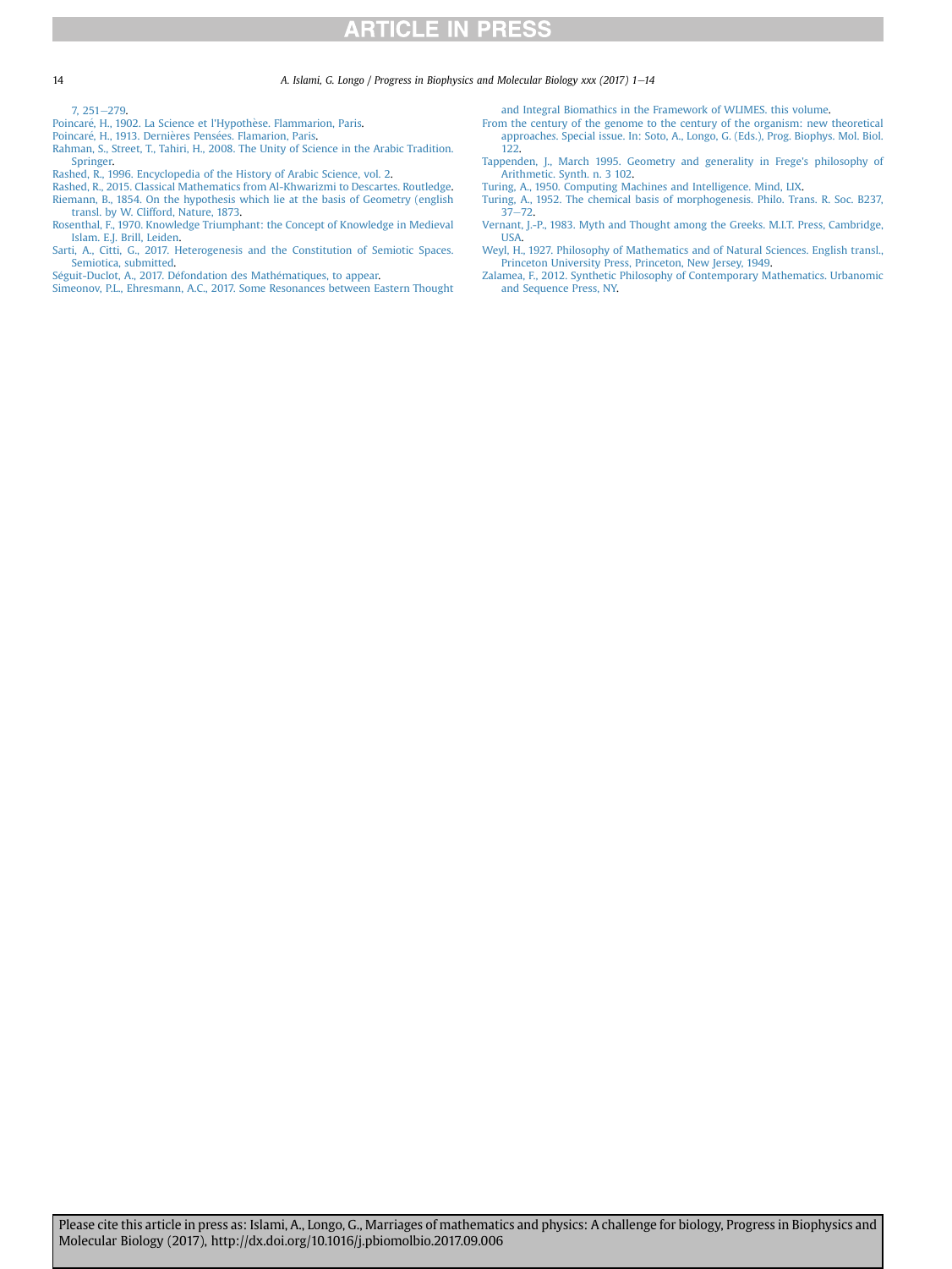7, 251–279.

Poincaré, H., 1902. La Science et l'Hypothèse. Flammarion, Paris.

Poincaré, H., 1913. Dernières Pensées. Flamarion, Paris.

Rahman, S., Street, T., Tahiri, H., 2008. The Unity of Science in the Arabic Tradition. Springer.

Rashed, R., 1996. Encyclopedia of the History of Arabic Science, vol. 2.

Rashed, R., 2015. Classical Mathematics from Al-Khwarizmi to Descartes. Routledge.

Riemann, B., 1854. On the hypothesis which lie at the basis of Geometry (english transl. by W. Clifford, Nature, 1873.

Rosenthal, F., 1970. Knowledge Triumphant: the Concept of Knowledge in Medieval Islam. E.J. Brill, Leiden.

Sarti, A., Citti, G., 2017. Heterogenesis and the Constitution of Semiotic Spaces. Semiotica, submitted.

Séguit-Duclot, A., 2017. Défondation des Mathématiques, to appear.

Simeonov, P.L., Ehresmann, A.C., 2017. Some Resonances between Eastern Thought and Integral Biomathics in the Framework of WLIMES. this volume.

From the century of the genome to the century of the organism: new theoretical approaches. Special issue. In: Soto, A., Longo, G. (Eds.), Prog. Biophys. Mol. Biol. 122.

Tappenden, J., March 1995. Geometry and generality in Frege's philosophy of Arithmetic. Synth. n. 3 102.

Turing, A., 1950. Computing Machines and Intelligence. Mind, LIX.

Turing, A., 1952. The chemical basis of morphogenesis. Philo. Trans. R. Soc. B237, 37–72.

Vernant, J.-P., 1983. Myth and Thought among the Greeks. M.I.T. Press, Cambridge, USA.

Weyl, H., 1927. Philosophy of Mathematics and of Natural Sciences. English transl., Princeton University Press, Princeton, New Jersey, 1949.

Zalamea, F., 2012. Synthetic Philosophy of Contemporary Mathematics. Urbanomic and Sequence Press, NY.